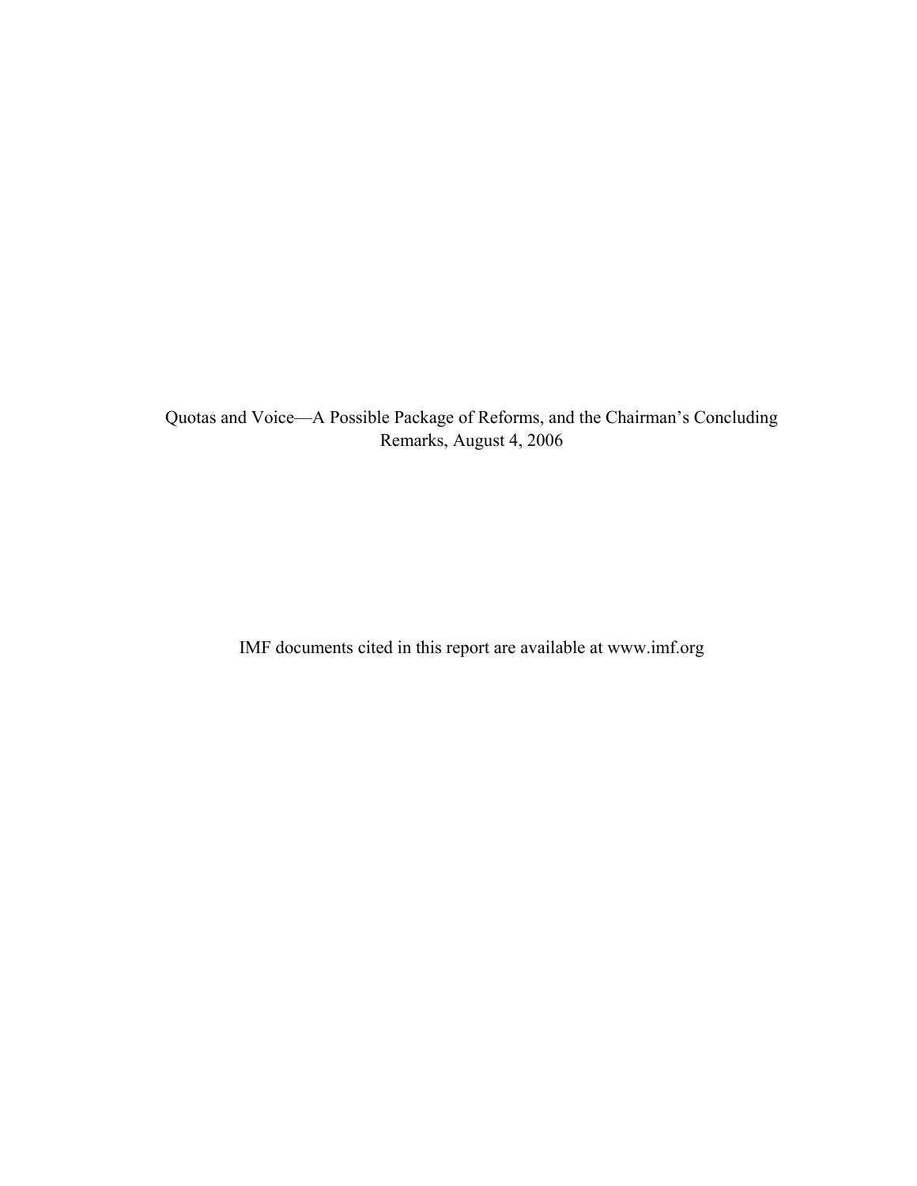Quotas and Voice—A Possible Package of Reforms, and the Chairman's Concluding Remarks, August 4, 2006

IMF documents cited in this report are available at www.imf.org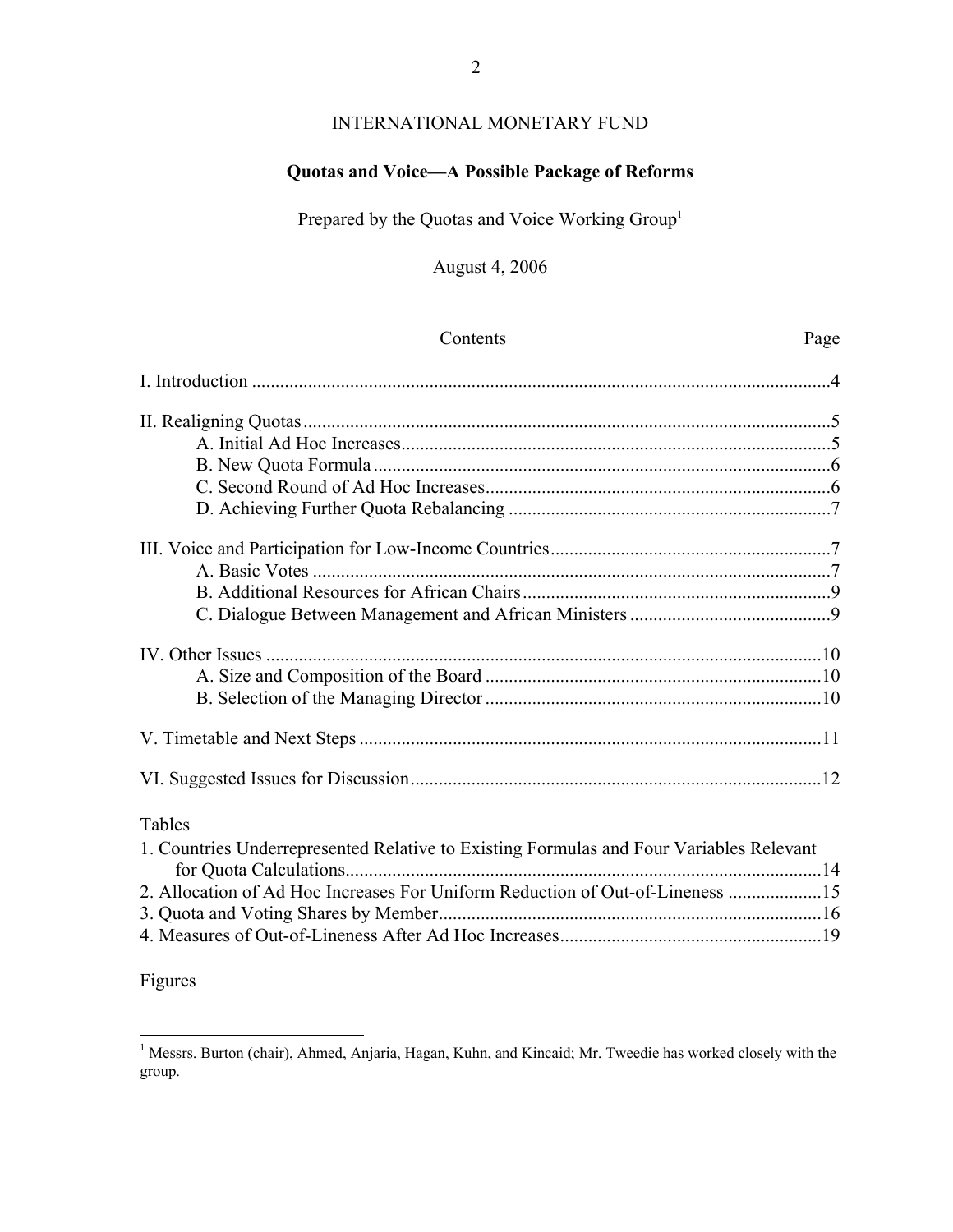INTERNATIONAL MONETARY FUND

**Quotas and Voice—A Possible Package of Reforms**

Prepared by the Quotas and Voice Working Group[1]

August 4, 2006

| Contents | Page |
|---|---|
| I. Introduction | 4 |
| II. Realigning Quotas | 5 |
| A. Initial Ad Hoc Increases | 5 |
| B. New Quota Formula | 6 |
| C. Second Round of Ad Hoc Increases | 6 |
| D. Achieving Further Quota Rebalancing | 7 |
| III. Voice and Participation for Low-Income Countries | 7 |
| A. Basic Votes | 7 |
| B. Additional Resources for African Chairs | 9 |
| C. Dialogue Between Management and African Ministers | 9 |
| IV. Other Issues | 10 |
| A. Size and Composition of the Board | 10 |
| B. Selection of the Managing Director | 10 |
| V. Timetable and Next Steps | 11 |
| VI. Suggested Issues for Discussion | 12 |

Tables

| | |
|---|---|
| 1. Countries Underrepresented Relative to Existing Formulas and Four Variables Relevant for Quota Calculations | 14 |
| 2. Allocation of Ad Hoc Increases For Uniform Reduction of Out-of-Lineness | 15 |
| 3. Quota and Voting Shares by Member | 16 |
| 4. Measures of Out-of-Lineness After Ad Hoc Increases | 19 |

Figures

[1] Messrs. Burton (chair), Ahmed, Anjaria, Hagan, Kuhn, and Kincaid; Mr. Tweedie has worked closely with the group.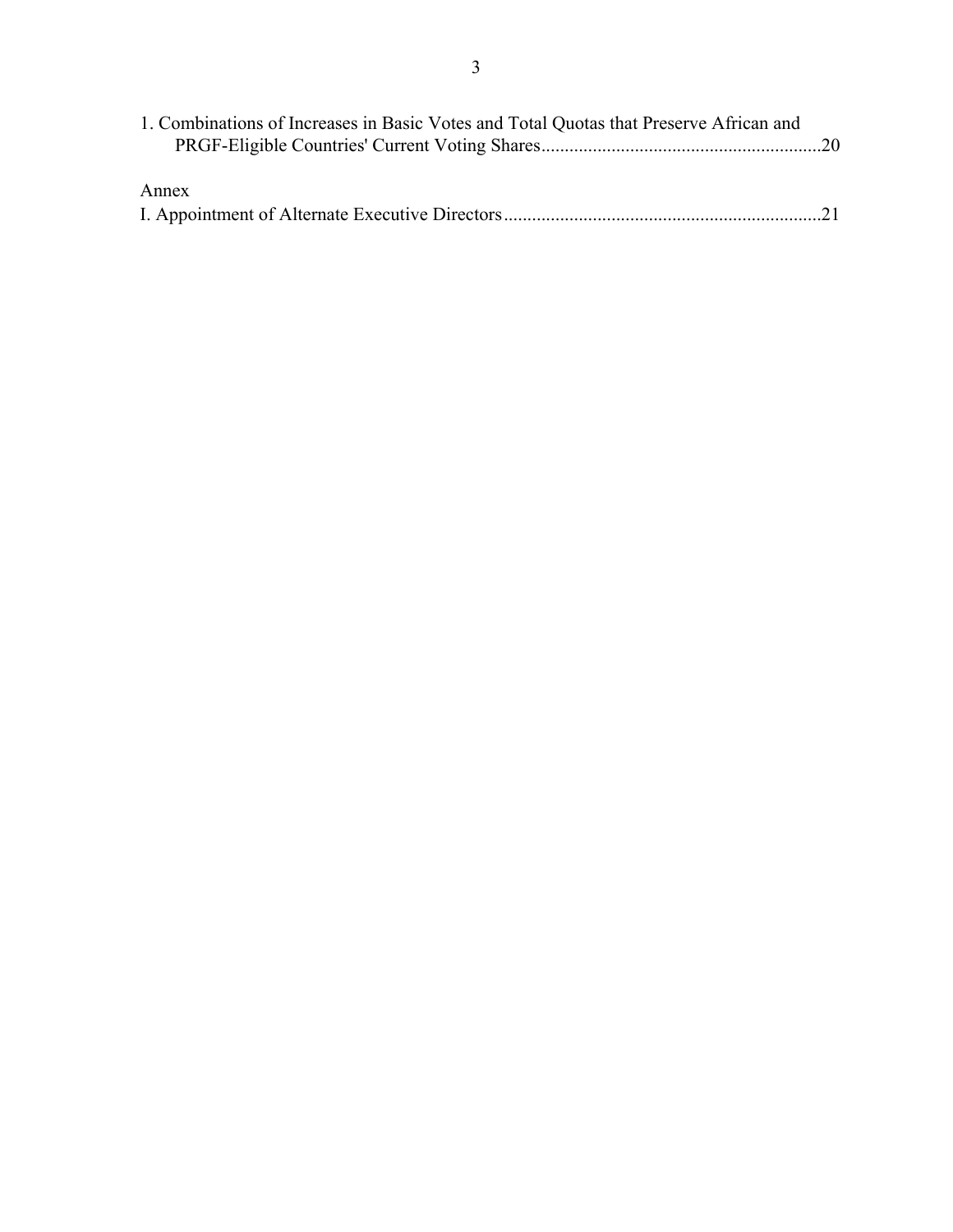1. Combinations of Increases in Basic Votes and Total Quotas that Preserve African and PRGF-Eligible Countries' Current Voting Shares............................................................20

Annex

I. Appointment of Alternate Executive Directors....................................................................21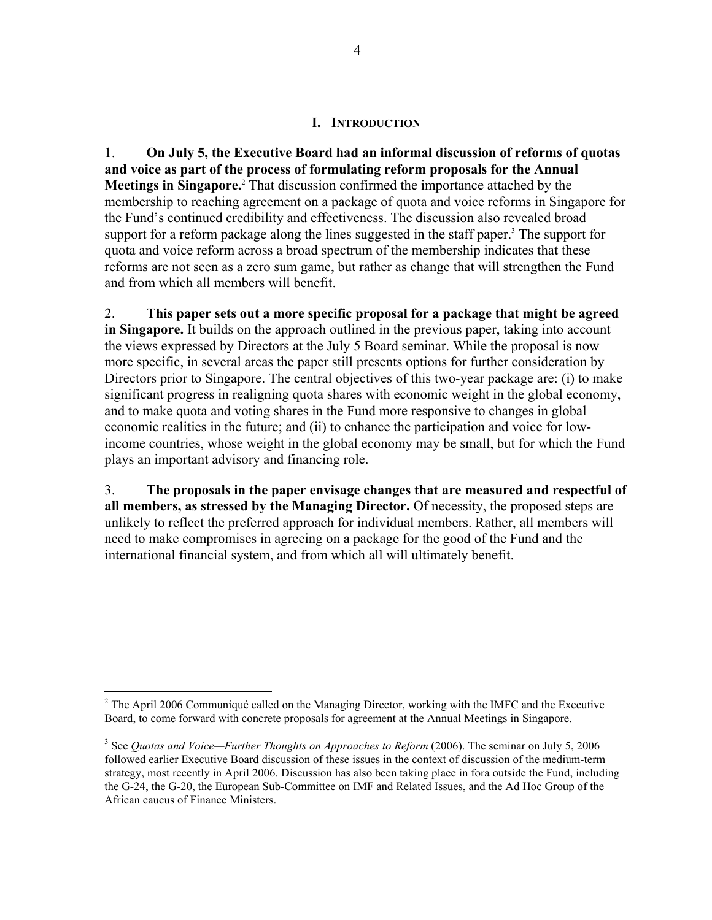## I. INTRODUCTION

1. **On July 5, the Executive Board had an informal discussion of reforms of quotas and voice as part of the process of formulating reform proposals for the Annual Meetings in Singapore.**[2] That discussion confirmed the importance attached by the membership to reaching agreement on a package of quota and voice reforms in Singapore for the Fund's continued credibility and effectiveness. The discussion also revealed broad support for a reform package along the lines suggested in the staff paper.[3] The support for quota and voice reform across a broad spectrum of the membership indicates that these reforms are not seen as a zero sum game, but rather as change that will strengthen the Fund and from which all members will benefit.

2. **This paper sets out a more specific proposal for a package that might be agreed in Singapore.** It builds on the approach outlined in the previous paper, taking into account the views expressed by Directors at the July 5 Board seminar. While the proposal is now more specific, in several areas the paper still presents options for further consideration by Directors prior to Singapore. The central objectives of this two-year package are: (i) to make significant progress in realigning quota shares with economic weight in the global economy, and to make quota and voting shares in the Fund more responsive to changes in global economic realities in the future; and (ii) to enhance the participation and voice for low-income countries, whose weight in the global economy may be small, but for which the Fund plays an important advisory and financing role.

3. **The proposals in the paper envisage changes that are measured and respectful of all members, as stressed by the Managing Director.** Of necessity, the proposed steps are unlikely to reflect the preferred approach for individual members. Rather, all members will need to make compromises in agreeing on a package for the good of the Fund and the international financial system, and from which all will ultimately benefit.

---

[2] The April 2006 Communiqué called on the Managing Director, working with the IMFC and the Executive Board, to come forward with concrete proposals for agreement at the Annual Meetings in Singapore.

[3] See *Quotas and Voice—Further Thoughts on Approaches to Reform* (2006). The seminar on July 5, 2006 followed earlier Executive Board discussion of these issues in the context of discussion of the medium-term strategy, most recently in April 2006. Discussion has also been taking place in fora outside the Fund, including the G-24, the G-20, the European Sub-Committee on IMF and Related Issues, and the Ad Hoc Group of the African caucus of Finance Ministers.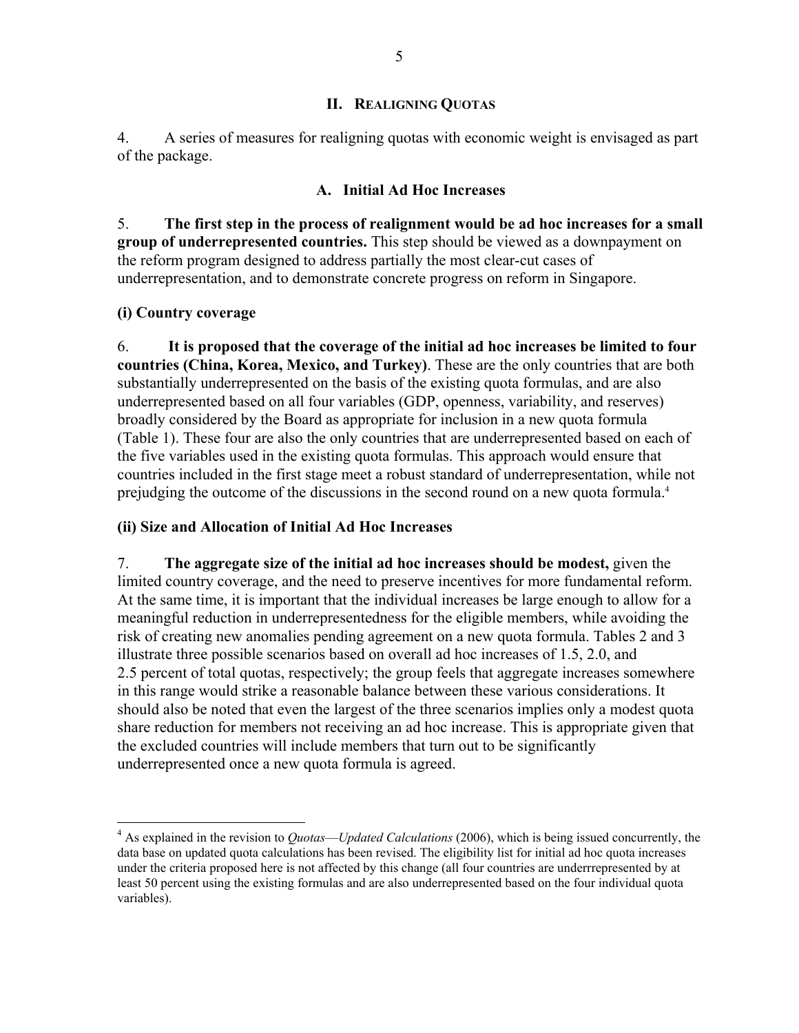## II. REALIGNING QUOTAS

4. A series of measures for realigning quotas with economic weight is envisaged as part of the package.

### A. Initial Ad Hoc Increases

5. **The first step in the process of realignment would be ad hoc increases for a small group of underrepresented countries.** This step should be viewed as a downpayment on the reform program designed to address partially the most clear-cut cases of underrepresentation, and to demonstrate concrete progress on reform in Singapore.

**(i) Country coverage**

6. **It is proposed that the coverage of the initial ad hoc increases be limited to four countries (China, Korea, Mexico, and Turkey)**. These are the only countries that are both substantially underrepresented on the basis of the existing quota formulas, and are also underrepresented based on all four variables (GDP, openness, variability, and reserves) broadly considered by the Board as appropriate for inclusion in a new quota formula (Table 1). These four are also the only countries that are underrepresented based on each of the five variables used in the existing quota formulas. This approach would ensure that countries included in the first stage meet a robust standard of underrepresentation, while not prejudging the outcome of the discussions in the second round on a new quota formula.[4]

**(ii) Size and Allocation of Initial Ad Hoc Increases**

7. **The aggregate size of the initial ad hoc increases should be modest,** given the limited country coverage, and the need to preserve incentives for more fundamental reform. At the same time, it is important that the individual increases be large enough to allow for a meaningful reduction in underrepresentedness for the eligible members, while avoiding the risk of creating new anomalies pending agreement on a new quota formula. Tables 2 and 3 illustrate three possible scenarios based on overall ad hoc increases of 1.5, 2.0, and 2.5 percent of total quotas, respectively; the group feels that aggregate increases somewhere in this range would strike a reasonable balance between these various considerations. It should also be noted that even the largest of the three scenarios implies only a modest quota share reduction for members not receiving an ad hoc increase. This is appropriate given that the excluded countries will include members that turn out to be significantly underrepresented once a new quota formula is agreed.

[4] As explained in the revision to *Quotas—Updated Calculations* (2006), which is being issued concurrently, the data base on updated quota calculations has been revised. The eligibility list for initial ad hoc quota increases under the criteria proposed here is not affected by this change (all four countries are underrrepresented by at least 50 percent using the existing formulas and are also underrepresented based on the four individual quota variables).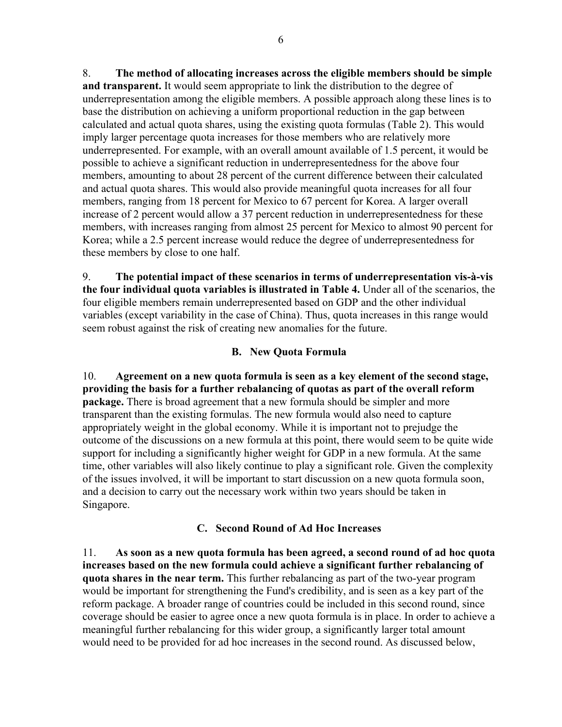8. **The method of allocating increases across the eligible members should be simple and transparent.** It would seem appropriate to link the distribution to the degree of underrepresentation among the eligible members. A possible approach along these lines is to base the distribution on achieving a uniform proportional reduction in the gap between calculated and actual quota shares, using the existing quota formulas (Table 2). This would imply larger percentage quota increases for those members who are relatively more underrepresented. For example, with an overall amount available of 1.5 percent, it would be possible to achieve a significant reduction in underrepresentedness for the above four members, amounting to about 28 percent of the current difference between their calculated and actual quota shares. This would also provide meaningful quota increases for all four members, ranging from 18 percent for Mexico to 67 percent for Korea. A larger overall increase of 2 percent would allow a 37 percent reduction in underrepresentedness for these members, with increases ranging from almost 25 percent for Mexico to almost 90 percent for Korea; while a 2.5 percent increase would reduce the degree of underrepresentedness for these members by close to one half.

9. **The potential impact of these scenarios in terms of underrepresentation vis-à-vis the four individual quota variables is illustrated in Table 4.** Under all of the scenarios, the four eligible members remain underrepresented based on GDP and the other individual variables (except variability in the case of China). Thus, quota increases in this range would seem robust against the risk of creating new anomalies for the future.

### B. New Quota Formula

10. **Agreement on a new quota formula is seen as a key element of the second stage, providing the basis for a further rebalancing of quotas as part of the overall reform package.** There is broad agreement that a new formula should be simpler and more transparent than the existing formulas. The new formula would also need to capture appropriately weight in the global economy. While it is important not to prejudge the outcome of the discussions on a new formula at this point, there would seem to be quite wide support for including a significantly higher weight for GDP in a new formula. At the same time, other variables will also likely continue to play a significant role. Given the complexity of the issues involved, it will be important to start discussion on a new quota formula soon, and a decision to carry out the necessary work within two years should be taken in Singapore.

### C. Second Round of Ad Hoc Increases

11. **As soon as a new quota formula has been agreed, a second round of ad hoc quota increases based on the new formula could achieve a significant further rebalancing of quota shares in the near term.** This further rebalancing as part of the two-year program would be important for strengthening the Fund's credibility, and is seen as a key part of the reform package. A broader range of countries could be included in this second round, since coverage should be easier to agree once a new quota formula is in place. In order to achieve a meaningful further rebalancing for this wider group, a significantly larger total amount would need to be provided for ad hoc increases in the second round. As discussed below,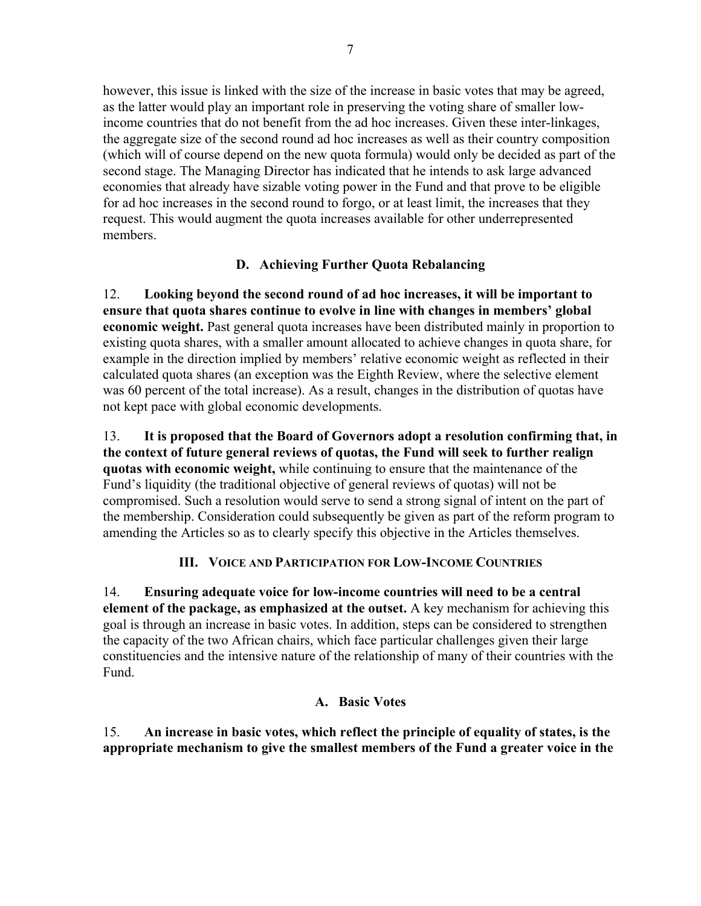however, this issue is linked with the size of the increase in basic votes that may be agreed, as the latter would play an important role in preserving the voting share of smaller low-income countries that do not benefit from the ad hoc increases. Given these inter-linkages, the aggregate size of the second round ad hoc increases as well as their country composition (which will of course depend on the new quota formula) would only be decided as part of the second stage. The Managing Director has indicated that he intends to ask large advanced economies that already have sizable voting power in the Fund and that prove to be eligible for ad hoc increases in the second round to forgo, or at least limit, the increases that they request. This would augment the quota increases available for other underrepresented members.

### D. Achieving Further Quota Rebalancing

12. **Looking beyond the second round of ad hoc increases, it will be important to ensure that quota shares continue to evolve in line with changes in members' global economic weight.** Past general quota increases have been distributed mainly in proportion to existing quota shares, with a smaller amount allocated to achieve changes in quota share, for example in the direction implied by members' relative economic weight as reflected in their calculated quota shares (an exception was the Eighth Review, where the selective element was 60 percent of the total increase). As a result, changes in the distribution of quotas have not kept pace with global economic developments.

13. **It is proposed that the Board of Governors adopt a resolution confirming that, in the context of future general reviews of quotas, the Fund will seek to further realign quotas with economic weight,** while continuing to ensure that the maintenance of the Fund's liquidity (the traditional objective of general reviews of quotas) will not be compromised. Such a resolution would serve to send a strong signal of intent on the part of the membership. Consideration could subsequently be given as part of the reform program to amending the Articles so as to clearly specify this objective in the Articles themselves.

## III. Voice and Participation for Low-Income Countries

14. **Ensuring adequate voice for low-income countries will need to be a central element of the package, as emphasized at the outset.** A key mechanism for achieving this goal is through an increase in basic votes. In addition, steps can be considered to strengthen the capacity of the two African chairs, which face particular challenges given their large constituencies and the intensive nature of the relationship of many of their countries with the Fund.

### A. Basic Votes

15. **An increase in basic votes, which reflect the principle of equality of states, is the appropriate mechanism to give the smallest members of the Fund a greater voice in the**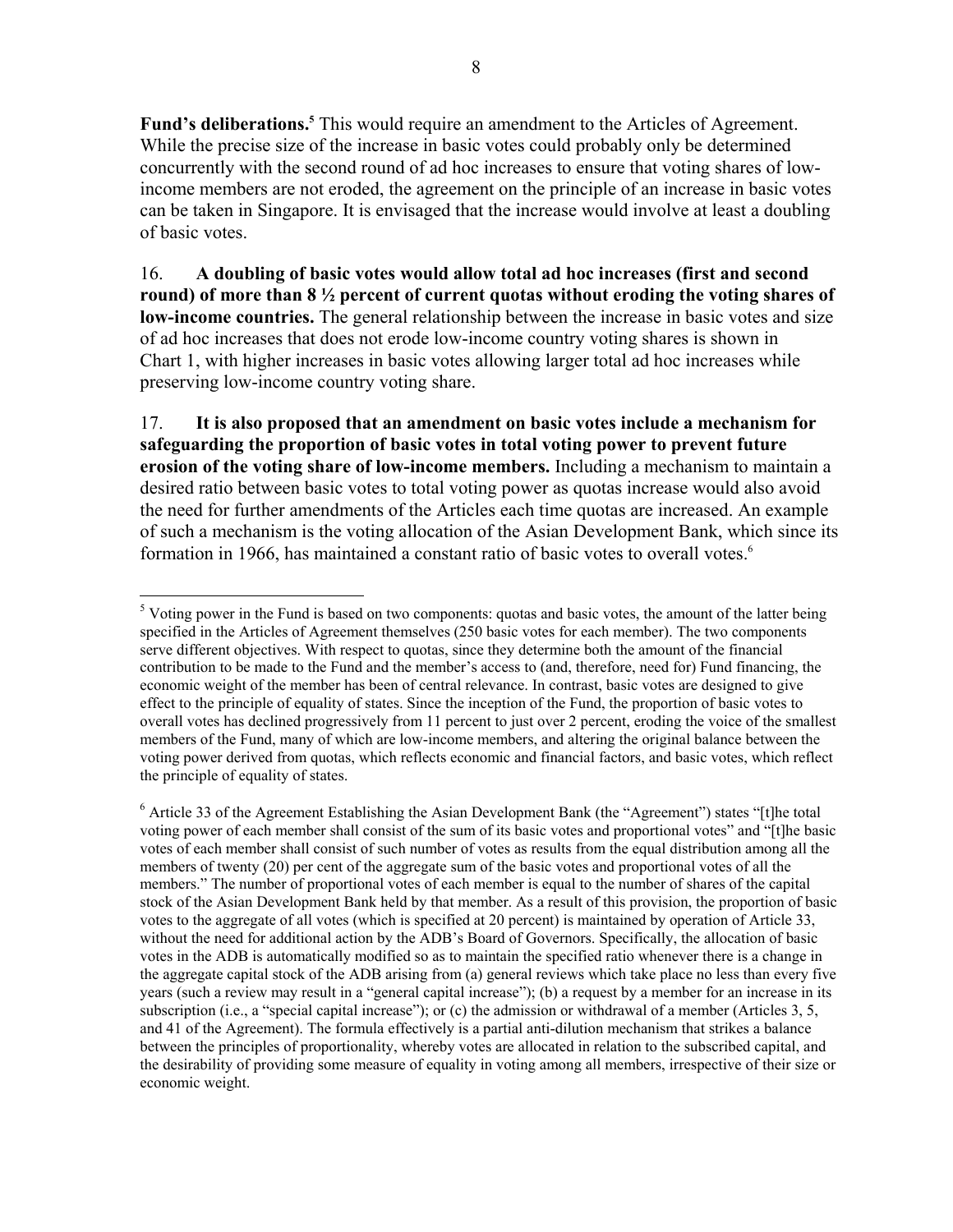**Fund's deliberations.**[5] This would require an amendment to the Articles of Agreement. While the precise size of the increase in basic votes could probably only be determined concurrently with the second round of ad hoc increases to ensure that voting shares of low-income members are not eroded, the agreement on the principle of an increase in basic votes can be taken in Singapore. It is envisaged that the increase would involve at least a doubling of basic votes.

16. **A doubling of basic votes would allow total ad hoc increases (first and second round) of more than 8 ½ percent of current quotas without eroding the voting shares of low-income countries.** The general relationship between the increase in basic votes and size of ad hoc increases that does not erode low-income country voting shares is shown in Chart 1, with higher increases in basic votes allowing larger total ad hoc increases while preserving low-income country voting share.

17. **It is also proposed that an amendment on basic votes include a mechanism for safeguarding the proportion of basic votes in total voting power to prevent future erosion of the voting share of low-income members.** Including a mechanism to maintain a desired ratio between basic votes to total voting power as quotas increase would also avoid the need for further amendments of the Articles each time quotas are increased. An example of such a mechanism is the voting allocation of the Asian Development Bank, which since its formation in 1966, has maintained a constant ratio of basic votes to overall votes.[6]

---

[5] Voting power in the Fund is based on two components: quotas and basic votes, the amount of the latter being specified in the Articles of Agreement themselves (250 basic votes for each member). The two components serve different objectives. With respect to quotas, since they determine both the amount of the financial contribution to be made to the Fund and the member's access to (and, therefore, need for) Fund financing, the economic weight of the member has been of central relevance. In contrast, basic votes are designed to give effect to the principle of equality of states. Since the inception of the Fund, the proportion of basic votes to overall votes has declined progressively from 11 percent to just over 2 percent, eroding the voice of the smallest members of the Fund, many of which are low-income members, and altering the original balance between the voting power derived from quotas, which reflects economic and financial factors, and basic votes, which reflect the principle of equality of states.

[6] Article 33 of the Agreement Establishing the Asian Development Bank (the "Agreement") states "[t]he total voting power of each member shall consist of the sum of its basic votes and proportional votes" and "[t]he basic votes of each member shall consist of such number of votes as results from the equal distribution among all the members of twenty (20) per cent of the aggregate sum of the basic votes and proportional votes of all the members." The number of proportional votes of each member is equal to the number of shares of the capital stock of the Asian Development Bank held by that member. As a result of this provision, the proportion of basic votes to the aggregate of all votes (which is specified at 20 percent) is maintained by operation of Article 33, without the need for additional action by the ADB's Board of Governors. Specifically, the allocation of basic votes in the ADB is automatically modified so as to maintain the specified ratio whenever there is a change in the aggregate capital stock of the ADB arising from (a) general reviews which take place no less than every five years (such a review may result in a "general capital increase"); (b) a request by a member for an increase in its subscription (i.e., a "special capital increase"); or (c) the admission or withdrawal of a member (Articles 3, 5, and 41 of the Agreement). The formula effectively is a partial anti-dilution mechanism that strikes a balance between the principles of proportionality, whereby votes are allocated in relation to the subscribed capital, and the desirability of providing some measure of equality in voting among all members, irrespective of their size or economic weight.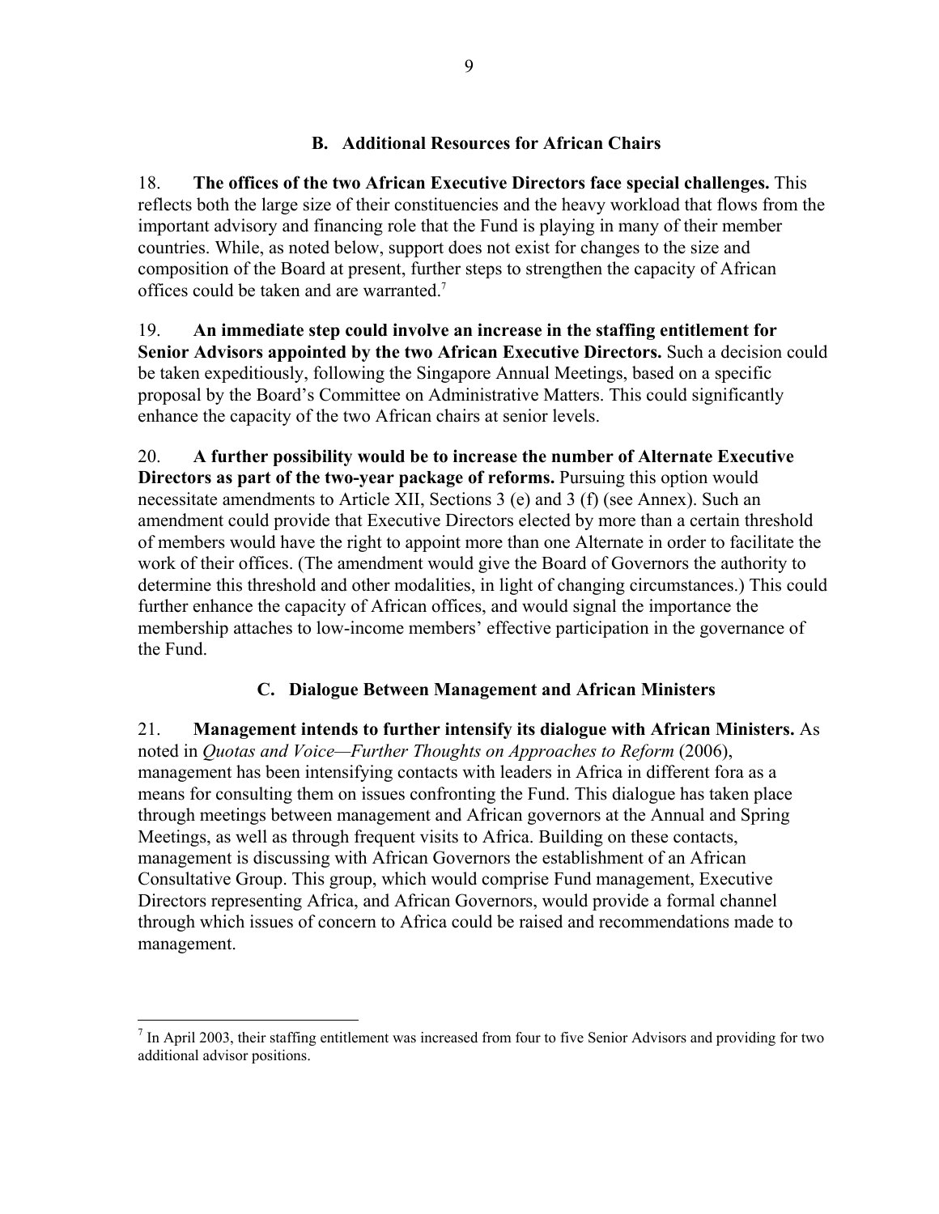## B. Additional Resources for African Chairs

18. **The offices of the two African Executive Directors face special challenges.** This reflects both the large size of their constituencies and the heavy workload that flows from the important advisory and financing role that the Fund is playing in many of their member countries. While, as noted below, support does not exist for changes to the size and composition of the Board at present, further steps to strengthen the capacity of African offices could be taken and are warranted.[7]

19. **An immediate step could involve an increase in the staffing entitlement for Senior Advisors appointed by the two African Executive Directors.** Such a decision could be taken expeditiously, following the Singapore Annual Meetings, based on a specific proposal by the Board's Committee on Administrative Matters. This could significantly enhance the capacity of the two African chairs at senior levels.

20. **A further possibility would be to increase the number of Alternate Executive Directors as part of the two-year package of reforms.** Pursuing this option would necessitate amendments to Article XII, Sections 3 (e) and 3 (f) (see Annex). Such an amendment could provide that Executive Directors elected by more than a certain threshold of members would have the right to appoint more than one Alternate in order to facilitate the work of their offices. (The amendment would give the Board of Governors the authority to determine this threshold and other modalities, in light of changing circumstances.) This could further enhance the capacity of African offices, and would signal the importance the membership attaches to low-income members' effective participation in the governance of the Fund.

## C. Dialogue Between Management and African Ministers

21. **Management intends to further intensify its dialogue with African Ministers.** As noted in *Quotas and Voice—Further Thoughts on Approaches to Reform* (2006), management has been intensifying contacts with leaders in Africa in different fora as a means for consulting them on issues confronting the Fund. This dialogue has taken place through meetings between management and African governors at the Annual and Spring Meetings, as well as through frequent visits to Africa. Building on these contacts, management is discussing with African Governors the establishment of an African Consultative Group. This group, which would comprise Fund management, Executive Directors representing Africa, and African Governors, would provide a formal channel through which issues of concern to Africa could be raised and recommendations made to management.

---

[7] In April 2003, their staffing entitlement was increased from four to five Senior Advisors and providing for two additional advisor positions.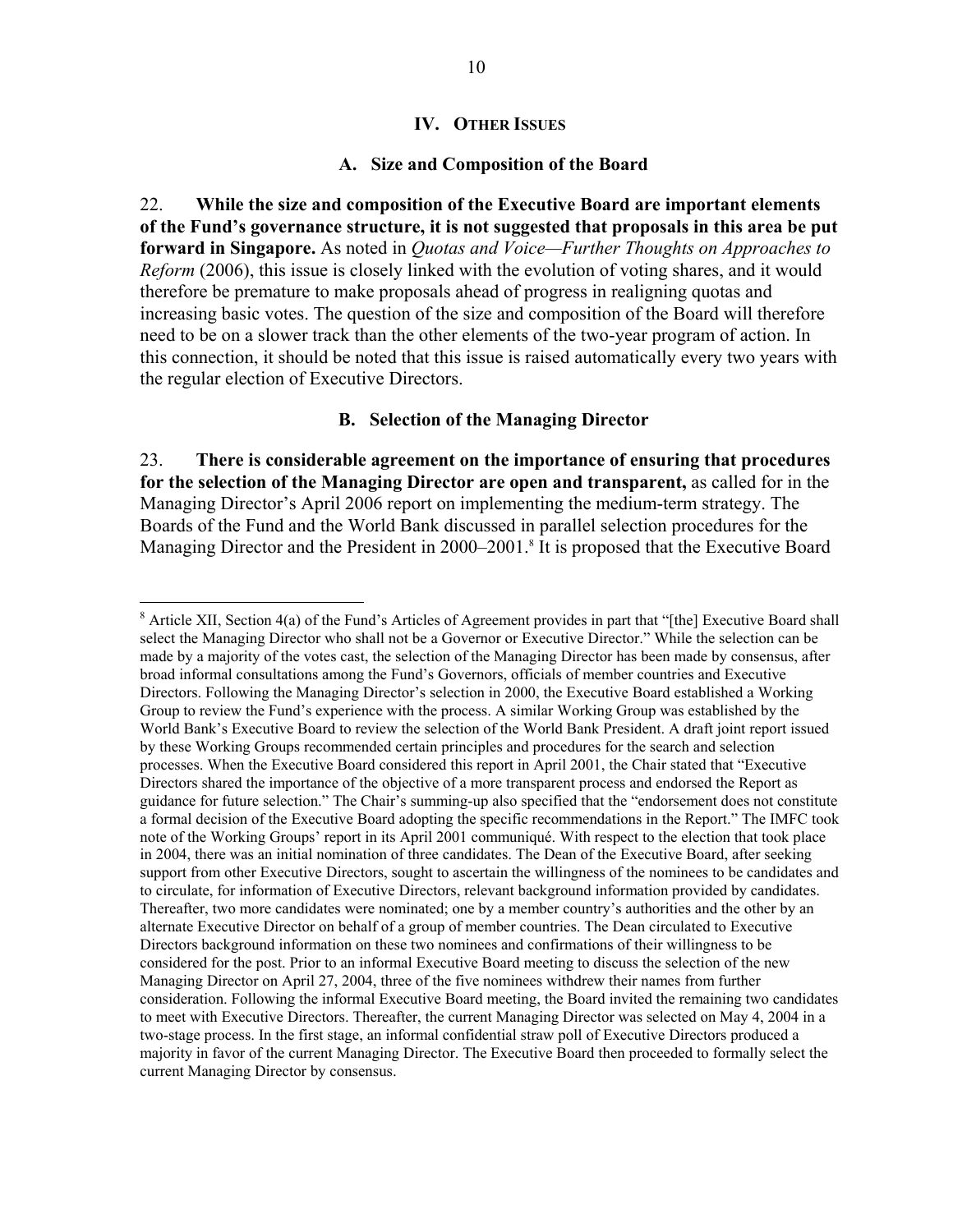## IV. Other Issues

### A. Size and Composition of the Board

22. **While the size and composition of the Executive Board are important elements of the Fund's governance structure, it is not suggested that proposals in this area be put forward in Singapore.** As noted in *Quotas and Voice—Further Thoughts on Approaches to Reform* (2006), this issue is closely linked with the evolution of voting shares, and it would therefore be premature to make proposals ahead of progress in realigning quotas and increasing basic votes. The question of the size and composition of the Board will therefore need to be on a slower track than the other elements of the two-year program of action. In this connection, it should be noted that this issue is raised automatically every two years with the regular election of Executive Directors.

### B. Selection of the Managing Director

23. **There is considerable agreement on the importance of ensuring that procedures for the selection of the Managing Director are open and transparent,** as called for in the Managing Director's April 2006 report on implementing the medium-term strategy. The Boards of the Fund and the World Bank discussed in parallel selection procedures for the Managing Director and the President in 2000–2001.[8] It is proposed that the Executive Board

---

[8] Article XII, Section 4(a) of the Fund's Articles of Agreement provides in part that "[the] Executive Board shall select the Managing Director who shall not be a Governor or Executive Director." While the selection can be made by a majority of the votes cast, the selection of the Managing Director has been made by consensus, after broad informal consultations among the Fund's Governors, officials of member countries and Executive Directors. Following the Managing Director's selection in 2000, the Executive Board established a Working Group to review the Fund's experience with the process. A similar Working Group was established by the World Bank's Executive Board to review the selection of the World Bank President. A draft joint report issued by these Working Groups recommended certain principles and procedures for the search and selection processes. When the Executive Board considered this report in April 2001, the Chair stated that "Executive Directors shared the importance of the objective of a more transparent process and endorsed the Report as guidance for future selection." The Chair's summing-up also specified that the "endorsement does not constitute a formal decision of the Executive Board adopting the specific recommendations in the Report." The IMFC took note of the Working Groups' report in its April 2001 communiqué. With respect to the election that took place in 2004, there was an initial nomination of three candidates. The Dean of the Executive Board, after seeking support from other Executive Directors, sought to ascertain the willingness of the nominees to be candidates and to circulate, for information of Executive Directors, relevant background information provided by candidates. Thereafter, two more candidates were nominated; one by a member country's authorities and the other by an alternate Executive Director on behalf of a group of member countries. The Dean circulated to Executive Directors background information on these two nominees and confirmations of their willingness to be considered for the post. Prior to an informal Executive Board meeting to discuss the selection of the new Managing Director on April 27, 2004, three of the five nominees withdrew their names from further consideration. Following the informal Executive Board meeting, the Board invited the remaining two candidates to meet with Executive Directors. Thereafter, the current Managing Director was selected on May 4, 2004 in a two-stage process. In the first stage, an informal confidential straw poll of Executive Directors produced a majority in favor of the current Managing Director. The Executive Board then proceeded to formally select the current Managing Director by consensus.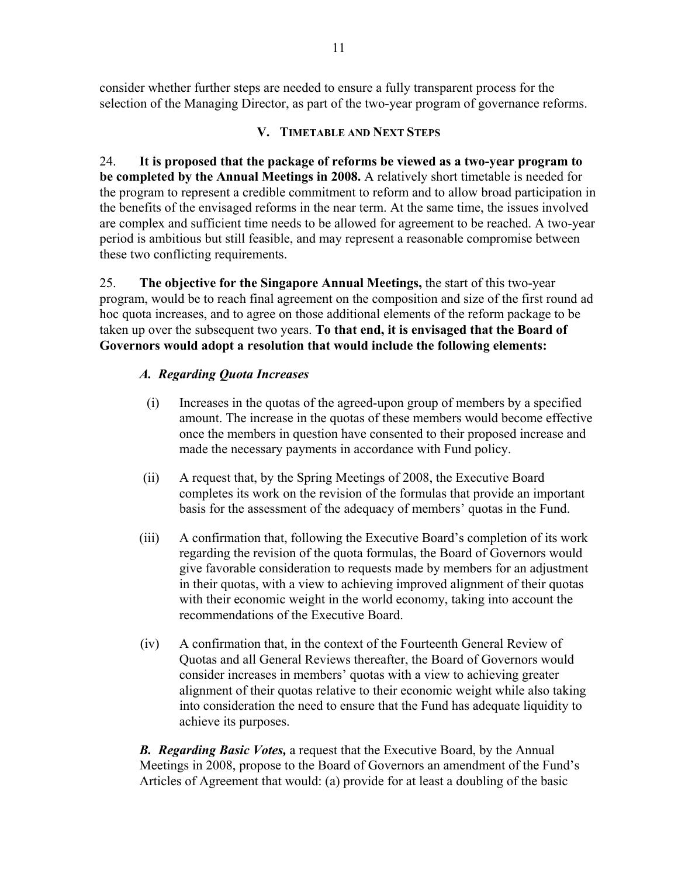consider whether further steps are needed to ensure a fully transparent process for the selection of the Managing Director, as part of the two-year program of governance reforms.

## V. Timetable and Next Steps

24. **It is proposed that the package of reforms be viewed as a two-year program to be completed by the Annual Meetings in 2008.** A relatively short timetable is needed for the program to represent a credible commitment to reform and to allow broad participation in the benefits of the envisaged reforms in the near term. At the same time, the issues involved are complex and sufficient time needs to be allowed for agreement to be reached. A two-year period is ambitious but still feasible, and may represent a reasonable compromise between these two conflicting requirements.

25. **The objective for the Singapore Annual Meetings,** the start of this two-year program, would be to reach final agreement on the composition and size of the first round ad hoc quota increases, and to agree on those additional elements of the reform package to be taken up over the subsequent two years. **To that end, it is envisaged that the Board of Governors would adopt a resolution that would include the following elements:**

### *A. Regarding Quota Increases*

(i) Increases in the quotas of the agreed-upon group of members by a specified amount. The increase in the quotas of these members would become effective once the members in question have consented to their proposed increase and made the necessary payments in accordance with Fund policy.

(ii) A request that, by the Spring Meetings of 2008, the Executive Board completes its work on the revision of the formulas that provide an important basis for the assessment of the adequacy of members' quotas in the Fund.

(iii) A confirmation that, following the Executive Board's completion of its work regarding the revision of the quota formulas, the Board of Governors would give favorable consideration to requests made by members for an adjustment in their quotas, with a view to achieving improved alignment of their quotas with their economic weight in the world economy, taking into account the recommendations of the Executive Board.

(iv) A confirmation that, in the context of the Fourteenth General Review of Quotas and all General Reviews thereafter, the Board of Governors would consider increases in members' quotas with a view to achieving greater alignment of their quotas relative to their economic weight while also taking into consideration the need to ensure that the Fund has adequate liquidity to achieve its purposes.

***B. Regarding Basic Votes,*** a request that the Executive Board, by the Annual Meetings in 2008, propose to the Board of Governors an amendment of the Fund's Articles of Agreement that would: (a) provide for at least a doubling of the basic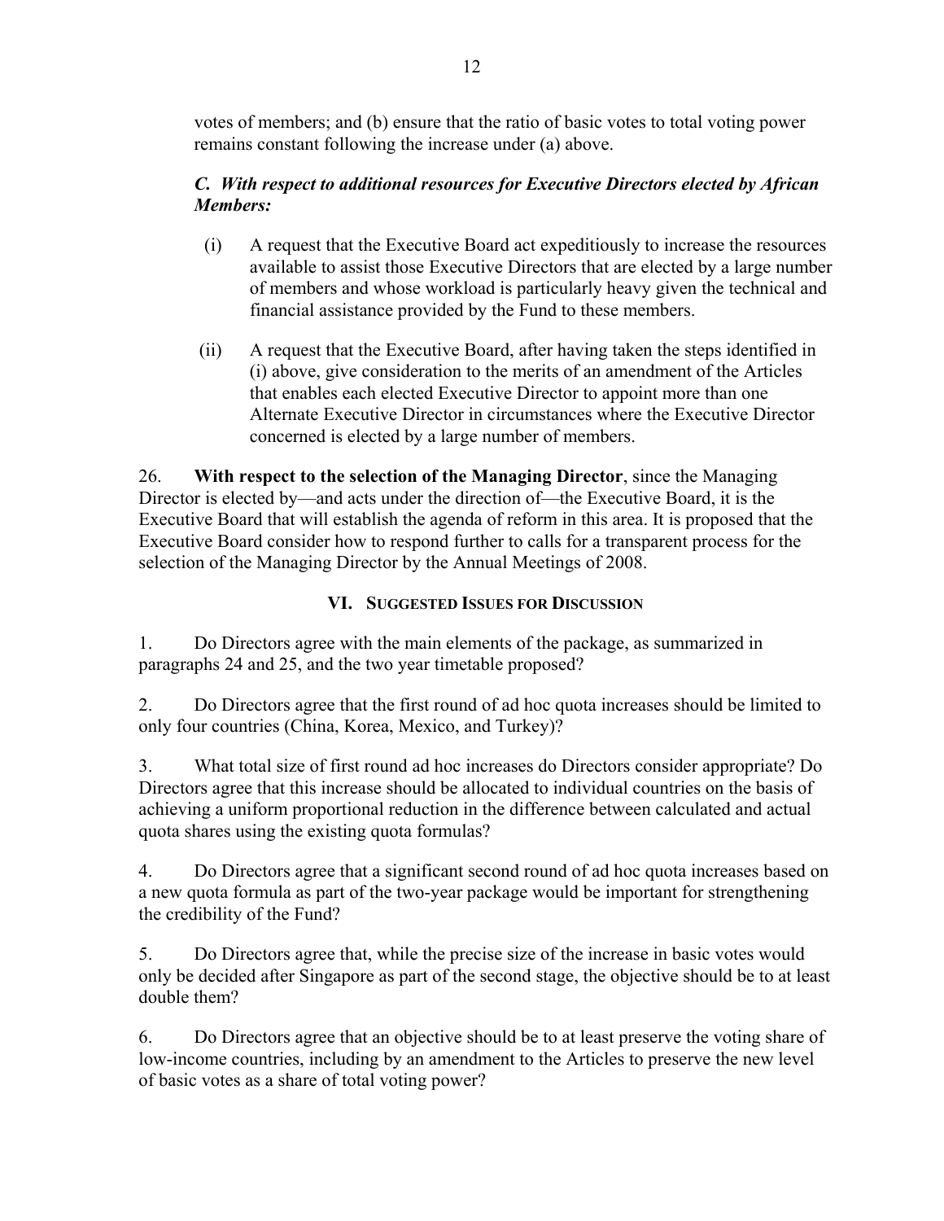votes of members; and (b) ensure that the ratio of basic votes to total voting power remains constant following the increase under (a) above.

***C. With respect to additional resources for Executive Directors elected by African Members:***

(i) A request that the Executive Board act expeditiously to increase the resources available to assist those Executive Directors that are elected by a large number of members and whose workload is particularly heavy given the technical and financial assistance provided by the Fund to these members.

(ii) A request that the Executive Board, after having taken the steps identified in (i) above, give consideration to the merits of an amendment of the Articles that enables each elected Executive Director to appoint more than one Alternate Executive Director in circumstances where the Executive Director concerned is elected by a large number of members.

26. **With respect to the selection of the Managing Director**, since the Managing Director is elected by—and acts under the direction of—the Executive Board, it is the Executive Board that will establish the agenda of reform in this area. It is proposed that the Executive Board consider how to respond further to calls for a transparent process for the selection of the Managing Director by the Annual Meetings of 2008.

## VI. Suggested Issues for Discussion

1. Do Directors agree with the main elements of the package, as summarized in paragraphs 24 and 25, and the two year timetable proposed?

2. Do Directors agree that the first round of ad hoc quota increases should be limited to only four countries (China, Korea, Mexico, and Turkey)?

3. What total size of first round ad hoc increases do Directors consider appropriate? Do Directors agree that this increase should be allocated to individual countries on the basis of achieving a uniform proportional reduction in the difference between calculated and actual quota shares using the existing quota formulas?

4. Do Directors agree that a significant second round of ad hoc quota increases based on a new quota formula as part of the two-year package would be important for strengthening the credibility of the Fund?

5. Do Directors agree that, while the precise size of the increase in basic votes would only be decided after Singapore as part of the second stage, the objective should be to at least double them?

6. Do Directors agree that an objective should be to at least preserve the voting share of low-income countries, including by an amendment to the Articles to preserve the new level of basic votes as a share of total voting power?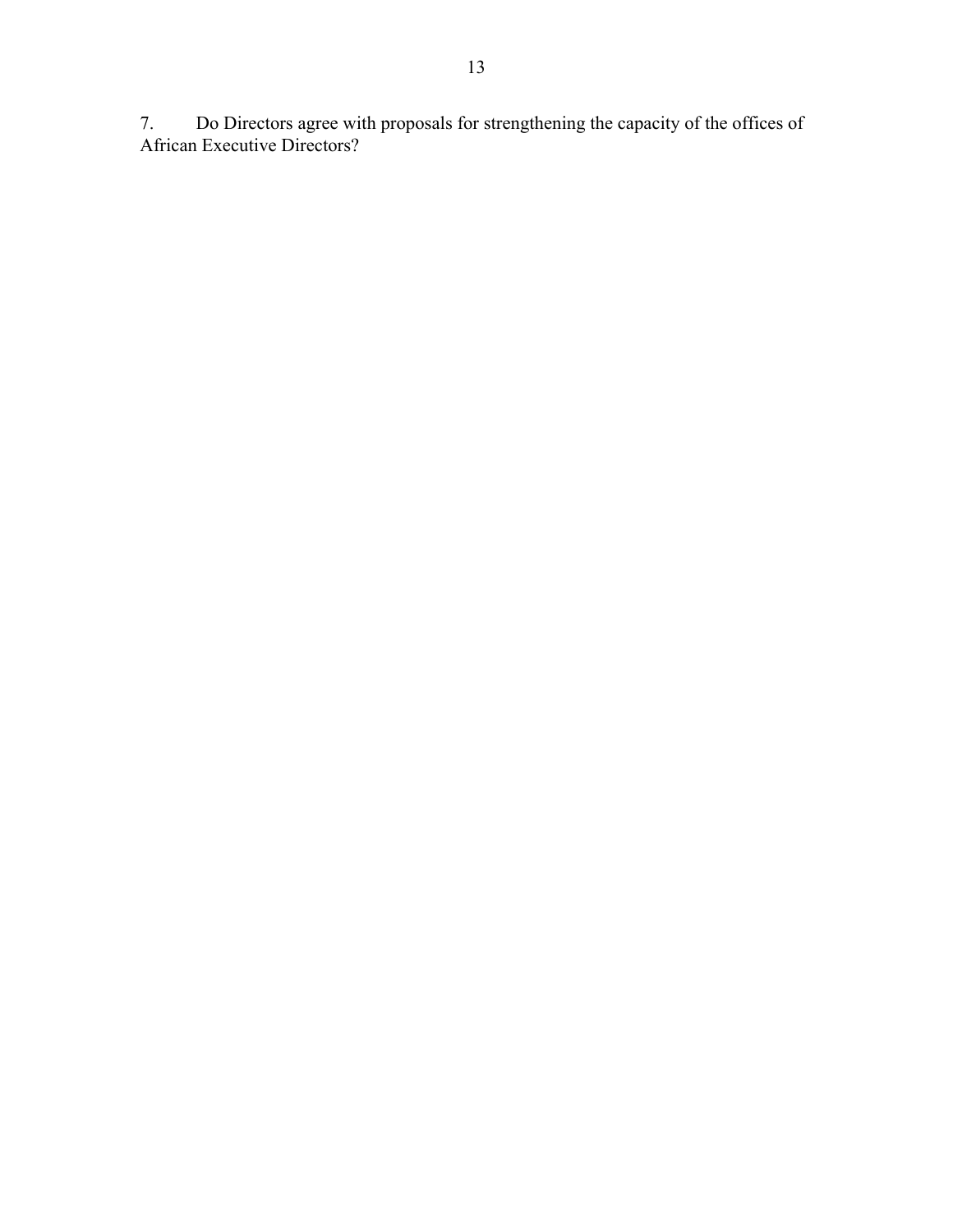7. Do Directors agree with proposals for strengthening the capacity of the offices of African Executive Directors?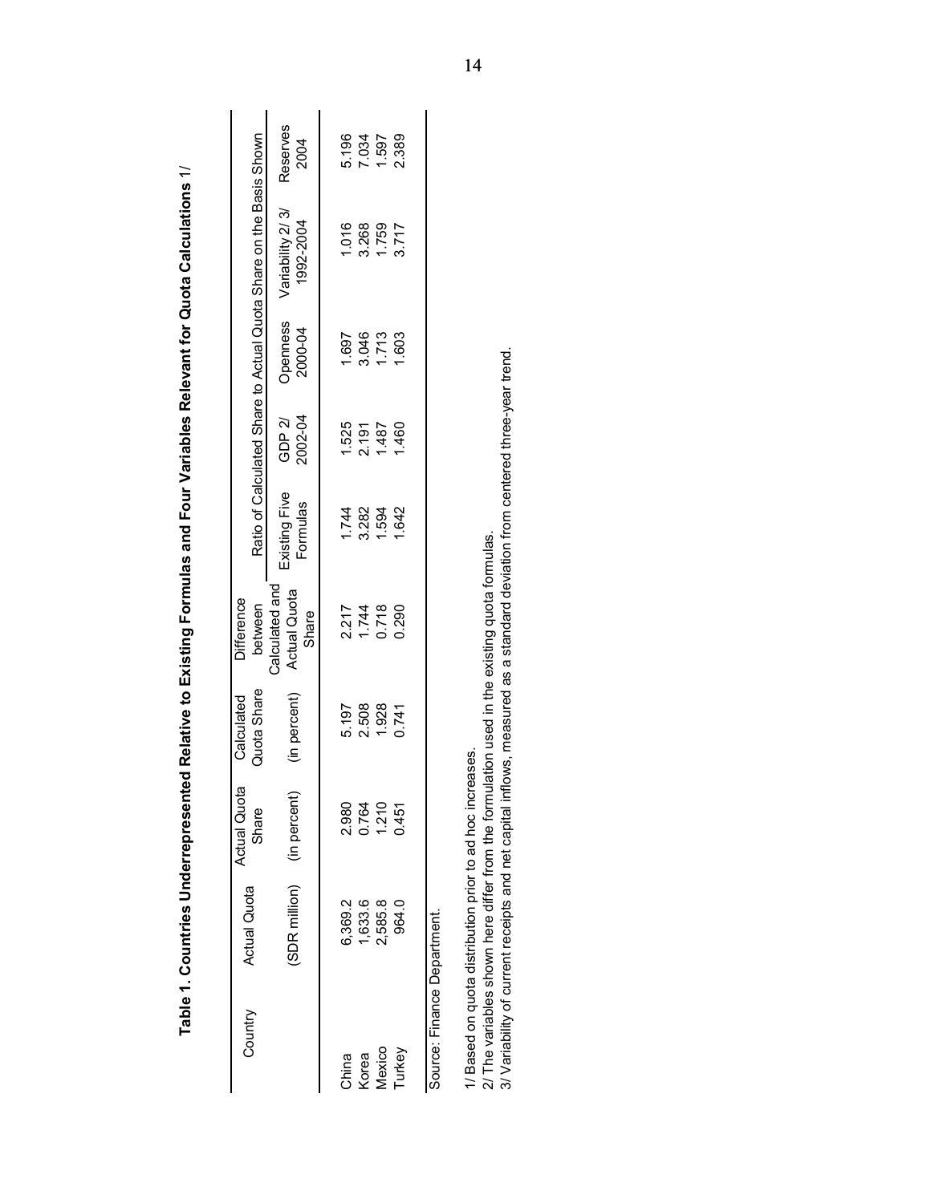**Table 1. Countries Underrepresented Relative to Existing Formulas and Four Variables Relevant for Quota Calculations** 1/

| Country | Actual Quota | Actual Quota Share | Calculated Quota Share | Difference between Calculated and Actual Quota Share | Ratio of Calculated Share to Actual Quota Share on the Basis Shown | | | | |
|---|---|---|---|---|---|---|---|---|---|
| | (SDR million) | (in percent) | (in percent) | | Existing Five Formulas | GDP 2/ 2002-04 | Openness 2000-04 | Variability 2/ 3/ 1992-2004 | Reserves 2004 |
| China | 6,369.2 | 2.980 | 5.197 | 2.217 | 1.744 | 1.525 | 1.697 | 1.016 | 5.196 |
| Korea | 1,633.6 | 0.764 | 2.508 | 1.744 | 3.282 | 2.191 | 3.046 | 3.268 | 7.034 |
| Mexico | 2,585.8 | 1.210 | 1.928 | 0.718 | 1.594 | 1.487 | 1.713 | 1.759 | 1.597 |
| Turkey | 964.0 | 0.451 | 0.741 | 0.290 | 1.642 | 1.460 | 1.603 | 3.717 | 2.389 |

Source: Finance Department.

1/ Based on quota distribution prior to ad hoc increases.
2/ The variables shown here differ from the formulation used in the existing quota formulas.
3/ Variability of current receipts and net capital inflows, measured as a standard deviation from centered three-year trend.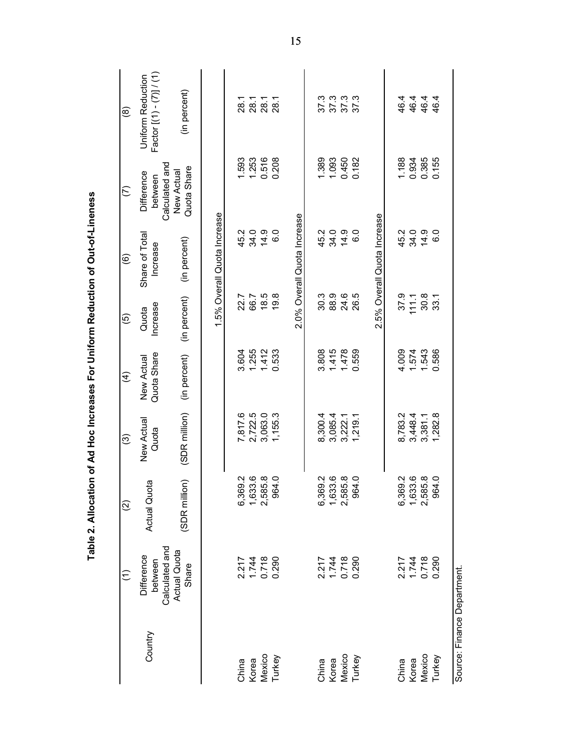**Table 2. Allocation of Ad Hoc Increases For Uniform Reduction of Out-of-Lineness**

| Country | (1) Difference between Calculated and Actual Quota Share | (2) Actual Quota | (3) New Actual Quota | (4) New Actual Quota Share | (5) Quota Increase | (6) Share of Total Increase | (7) Difference between Calculated and New Actual Quota Share | (8) Uniform Reduction Factor [(1) - (7)] / (1) |
|---|---|---|---|---|---|---|---|---|
| | | (SDR million) | (SDR million) | (in percent) | (in percent) | (in percent) | | (in percent) |
| | | | | | 1.5% Overall Quota Increase | | | |
| China | 2.217 | 6,369.2 | 7,817.6 | 3.604 | 22.7 | 45.2 | 1.593 | 28.1 |
| Korea | 1.744 | 1,633.6 | 2,722.5 | 1.255 | 66.7 | 34.0 | 1.253 | 28.1 |
| Mexico | 0.718 | 2,585.8 | 3,063.0 | 1.412 | 18.5 | 14.9 | 0.516 | 28.1 |
| Turkey | 0.290 | 964.0 | 1,155.3 | 0.533 | 19.8 | 6.0 | 0.208 | 28.1 |
| | | | | | 2.0% Overall Quota Increase | | | |
| China | 2.217 | 6,369.2 | 8,300.4 | 3.808 | 30.3 | 45.2 | 1.389 | 37.3 |
| Korea | 1.744 | 1,633.6 | 3,085.4 | 1.415 | 88.9 | 34.0 | 1.093 | 37.3 |
| Mexico | 0.718 | 2,585.8 | 3,222.1 | 1.478 | 24.6 | 14.9 | 0.450 | 37.3 |
| Turkey | 0.290 | 964.0 | 1,219.1 | 0.559 | 26.5 | 6.0 | 0.182 | 37.3 |
| | | | | | 2.5% Overall Quota Increase | | | |
| China | 2.217 | 6,369.2 | 8,783.2 | 4.009 | 37.9 | 45.2 | 1.188 | 46.4 |
| Korea | 1.744 | 1,633.6 | 3,448.4 | 1.574 | 111.1 | 34.0 | 0.934 | 46.4 |
| Mexico | 0.718 | 2,585.8 | 3,381.1 | 1.543 | 30.8 | 14.9 | 0.385 | 46.4 |
| Turkey | 0.290 | 964.0 | 1,282.8 | 0.586 | 33.1 | 6.0 | 0.155 | 46.4 |

Source: Finance Department.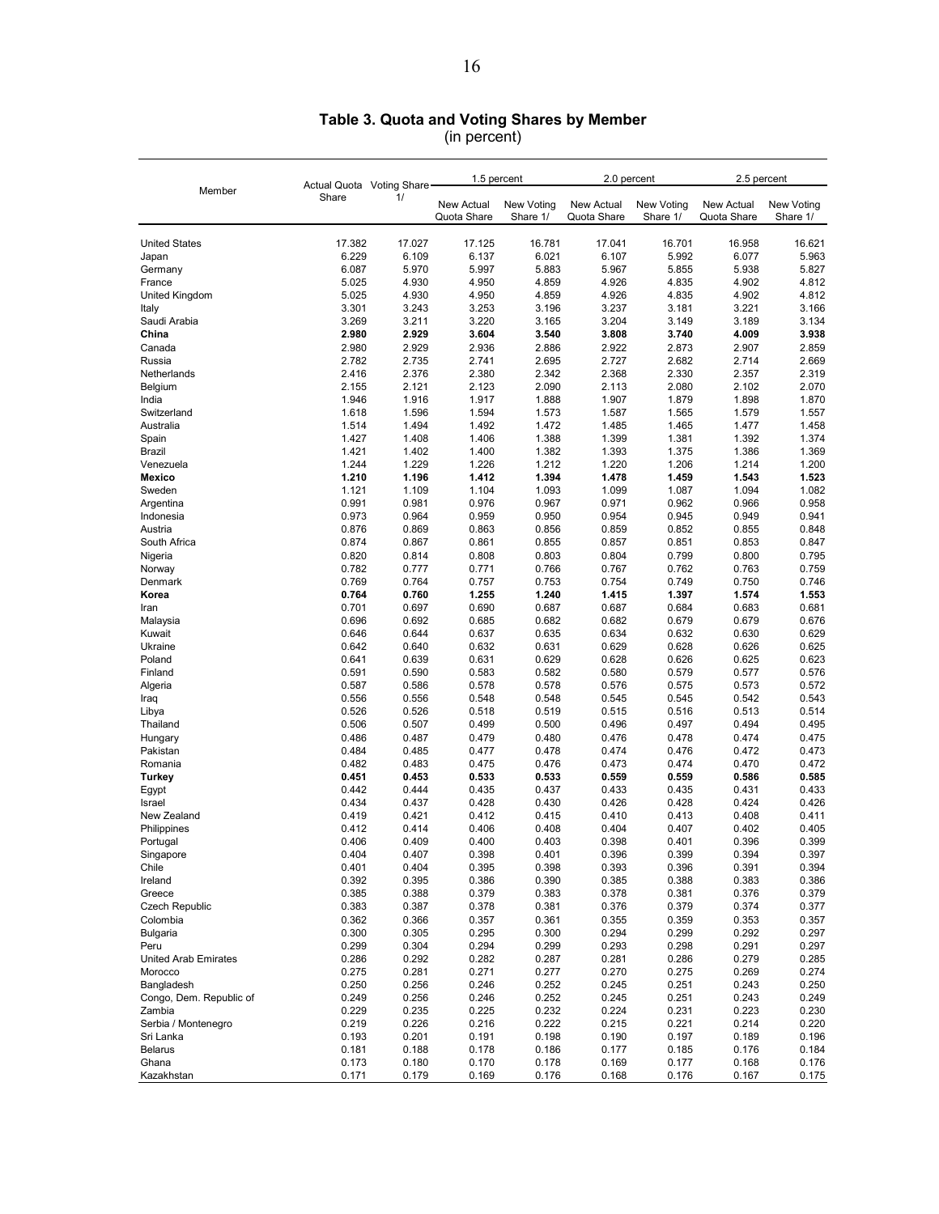## Table 3. Quota and Voting Shares by Member
(in percent)

| Member | Actual Quota Share | Voting Share 1/ | 1.5 percent | | 2.0 percent | | 2.5 percent | |
|---|---|---|---|---|---|---|---|---|
| | | | New Actual Quota Share | New Voting Share 1/ | New Actual Quota Share | New Voting Share 1/ | New Actual Quota Share | New Voting Share 1/ |
| United States | 17.382 | 17.027 | 17.125 | 16.781 | 17.041 | 16.701 | 16.958 | 16.621 |
| Japan | 6.229 | 6.109 | 6.137 | 6.021 | 6.107 | 5.992 | 6.077 | 5.963 |
| Germany | 6.087 | 5.970 | 5.997 | 5.883 | 5.967 | 5.855 | 5.938 | 5.827 |
| France | 5.025 | 4.930 | 4.950 | 4.859 | 4.926 | 4.835 | 4.902 | 4.812 |
| United Kingdom | 5.025 | 4.930 | 4.950 | 4.859 | 4.926 | 4.835 | 4.902 | 4.812 |
| Italy | 3.301 | 3.243 | 3.253 | 3.196 | 3.237 | 3.181 | 3.221 | 3.166 |
| Saudi Arabia | 3.269 | 3.211 | 3.220 | 3.165 | 3.204 | 3.149 | 3.189 | 3.134 |
| **China** | **2.980** | **2.929** | **3.604** | **3.540** | **3.808** | **3.740** | **4.009** | **3.938** |
| Canada | 2.980 | 2.929 | 2.936 | 2.886 | 2.922 | 2.873 | 2.907 | 2.859 |
| Russia | 2.782 | 2.735 | 2.741 | 2.695 | 2.727 | 2.682 | 2.714 | 2.669 |
| Netherlands | 2.416 | 2.376 | 2.380 | 2.342 | 2.368 | 2.330 | 2.357 | 2.319 |
| Belgium | 2.155 | 2.121 | 2.123 | 2.090 | 2.113 | 2.080 | 2.102 | 2.070 |
| India | 1.946 | 1.916 | 1.917 | 1.888 | 1.907 | 1.879 | 1.898 | 1.870 |
| Switzerland | 1.618 | 1.596 | 1.594 | 1.573 | 1.587 | 1.565 | 1.579 | 1.557 |
| Australia | 1.514 | 1.494 | 1.492 | 1.472 | 1.485 | 1.465 | 1.477 | 1.458 |
| Spain | 1.427 | 1.408 | 1.406 | 1.388 | 1.399 | 1.381 | 1.392 | 1.374 |
| Brazil | 1.421 | 1.402 | 1.400 | 1.382 | 1.393 | 1.375 | 1.386 | 1.369 |
| Venezuela | 1.244 | 1.229 | 1.226 | 1.212 | 1.220 | 1.206 | 1.214 | 1.200 |
| **Mexico** | **1.210** | **1.196** | **1.412** | **1.394** | **1.478** | **1.459** | **1.543** | **1.523** |
| Sweden | 1.121 | 1.109 | 1.104 | 1.093 | 1.099 | 1.087 | 1.094 | 1.082 |
| Argentina | 0.991 | 0.981 | 0.976 | 0.967 | 0.971 | 0.962 | 0.966 | 0.958 |
| Indonesia | 0.973 | 0.964 | 0.959 | 0.950 | 0.954 | 0.945 | 0.949 | 0.941 |
| Austria | 0.876 | 0.869 | 0.863 | 0.856 | 0.859 | 0.852 | 0.855 | 0.848 |
| South Africa | 0.874 | 0.867 | 0.861 | 0.855 | 0.857 | 0.851 | 0.853 | 0.847 |
| Nigeria | 0.820 | 0.814 | 0.808 | 0.803 | 0.804 | 0.799 | 0.800 | 0.795 |
| Norway | 0.782 | 0.777 | 0.771 | 0.766 | 0.767 | 0.762 | 0.763 | 0.759 |
| Denmark | 0.769 | 0.764 | 0.757 | 0.753 | 0.754 | 0.749 | 0.750 | 0.746 |
| **Korea** | **0.764** | **0.760** | **1.255** | **1.240** | **1.415** | **1.397** | **1.574** | **1.553** |
| Iran | 0.701 | 0.697 | 0.690 | 0.687 | 0.687 | 0.684 | 0.683 | 0.681 |
| Malaysia | 0.696 | 0.692 | 0.685 | 0.682 | 0.682 | 0.679 | 0.679 | 0.676 |
| Kuwait | 0.646 | 0.644 | 0.637 | 0.635 | 0.634 | 0.632 | 0.630 | 0.629 |
| Ukraine | 0.642 | 0.640 | 0.632 | 0.631 | 0.629 | 0.628 | 0.626 | 0.625 |
| Poland | 0.641 | 0.639 | 0.631 | 0.629 | 0.628 | 0.626 | 0.625 | 0.623 |
| Finland | 0.591 | 0.590 | 0.583 | 0.582 | 0.580 | 0.579 | 0.577 | 0.576 |
| Algeria | 0.587 | 0.586 | 0.578 | 0.578 | 0.576 | 0.575 | 0.573 | 0.572 |
| Iraq | 0.556 | 0.556 | 0.548 | 0.548 | 0.545 | 0.545 | 0.542 | 0.543 |
| Libya | 0.526 | 0.526 | 0.518 | 0.519 | 0.515 | 0.516 | 0.513 | 0.514 |
| Thailand | 0.506 | 0.507 | 0.499 | 0.500 | 0.496 | 0.497 | 0.494 | 0.495 |
| Hungary | 0.486 | 0.487 | 0.479 | 0.480 | 0.476 | 0.478 | 0.474 | 0.475 |
| Pakistan | 0.484 | 0.485 | 0.477 | 0.478 | 0.474 | 0.476 | 0.472 | 0.473 |
| Romania | 0.482 | 0.483 | 0.475 | 0.476 | 0.473 | 0.474 | 0.470 | 0.472 |
| **Turkey** | **0.451** | **0.453** | **0.533** | **0.533** | **0.559** | **0.559** | **0.586** | **0.585** |
| Egypt | 0.442 | 0.444 | 0.435 | 0.437 | 0.433 | 0.435 | 0.431 | 0.433 |
| Israel | 0.434 | 0.437 | 0.428 | 0.430 | 0.426 | 0.428 | 0.424 | 0.426 |
| New Zealand | 0.419 | 0.421 | 0.412 | 0.415 | 0.410 | 0.413 | 0.408 | 0.411 |
| Philippines | 0.412 | 0.414 | 0.406 | 0.408 | 0.404 | 0.407 | 0.402 | 0.405 |
| Portugal | 0.406 | 0.409 | 0.400 | 0.403 | 0.398 | 0.401 | 0.396 | 0.399 |
| Singapore | 0.404 | 0.407 | 0.398 | 0.401 | 0.396 | 0.399 | 0.394 | 0.397 |
| Chile | 0.401 | 0.404 | 0.395 | 0.398 | 0.393 | 0.396 | 0.391 | 0.394 |
| Ireland | 0.392 | 0.395 | 0.386 | 0.390 | 0.385 | 0.388 | 0.383 | 0.386 |
| Greece | 0.385 | 0.388 | 0.379 | 0.383 | 0.378 | 0.381 | 0.376 | 0.379 |
| Czech Republic | 0.383 | 0.387 | 0.378 | 0.381 | 0.376 | 0.379 | 0.374 | 0.377 |
| Colombia | 0.362 | 0.366 | 0.357 | 0.361 | 0.355 | 0.359 | 0.353 | 0.357 |
| Bulgaria | 0.300 | 0.305 | 0.295 | 0.300 | 0.294 | 0.299 | 0.292 | 0.297 |
| Peru | 0.299 | 0.304 | 0.294 | 0.299 | 0.293 | 0.298 | 0.291 | 0.297 |
| United Arab Emirates | 0.286 | 0.292 | 0.282 | 0.287 | 0.281 | 0.286 | 0.279 | 0.285 |
| Morocco | 0.275 | 0.281 | 0.271 | 0.277 | 0.270 | 0.275 | 0.269 | 0.274 |
| Bangladesh | 0.250 | 0.256 | 0.246 | 0.252 | 0.245 | 0.251 | 0.243 | 0.250 |
| Congo, Dem. Republic of | 0.249 | 0.256 | 0.246 | 0.252 | 0.245 | 0.251 | 0.243 | 0.249 |
| Zambia | 0.229 | 0.235 | 0.225 | 0.232 | 0.224 | 0.231 | 0.223 | 0.230 |
| Serbia / Montenegro | 0.219 | 0.226 | 0.216 | 0.222 | 0.215 | 0.221 | 0.214 | 0.220 |
| Sri Lanka | 0.193 | 0.201 | 0.191 | 0.198 | 0.190 | 0.197 | 0.189 | 0.196 |
| Belarus | 0.181 | 0.188 | 0.178 | 0.186 | 0.177 | 0.185 | 0.176 | 0.184 |
| Ghana | 0.173 | 0.180 | 0.170 | 0.178 | 0.169 | 0.177 | 0.168 | 0.176 |
| Kazakhstan | 0.171 | 0.179 | 0.169 | 0.176 | 0.168 | 0.176 | 0.167 | 0.175 |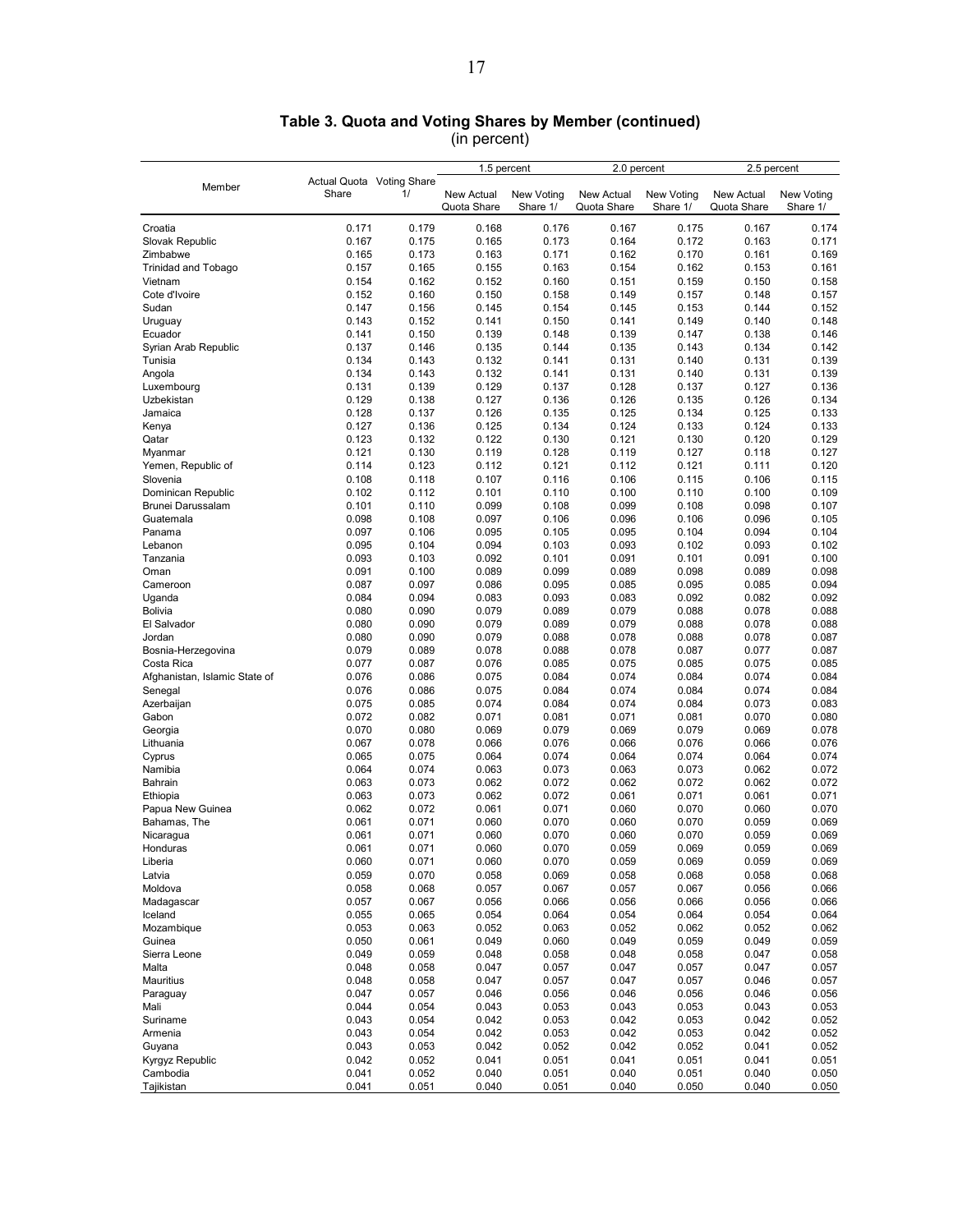**Table 3. Quota and Voting Shares by Member (continued)**
(in percent)

| Member | Actual Quota Share | Voting Share 1/ | 1.5 percent | | 2.0 percent | | 2.5 percent | |
|---|---|---|---|---|---|---|---|---|
| | | | New Actual Quota Share | New Voting Share 1/ | New Actual Quota Share | New Voting Share 1/ | New Actual Quota Share | New Voting Share 1/ |
| Croatia | 0.171 | 0.179 | 0.168 | 0.176 | 0.167 | 0.175 | 0.167 | 0.174 |
| Slovak Republic | 0.167 | 0.175 | 0.165 | 0.173 | 0.164 | 0.172 | 0.163 | 0.171 |
| Zimbabwe | 0.165 | 0.173 | 0.163 | 0.171 | 0.162 | 0.170 | 0.161 | 0.169 |
| Trinidad and Tobago | 0.157 | 0.165 | 0.155 | 0.163 | 0.154 | 0.162 | 0.153 | 0.161 |
| Vietnam | 0.154 | 0.162 | 0.152 | 0.160 | 0.151 | 0.159 | 0.150 | 0.158 |
| Cote d'Ivoire | 0.152 | 0.160 | 0.150 | 0.158 | 0.149 | 0.157 | 0.148 | 0.157 |
| Sudan | 0.147 | 0.156 | 0.145 | 0.154 | 0.145 | 0.153 | 0.144 | 0.152 |
| Uruguay | 0.143 | 0.152 | 0.141 | 0.150 | 0.141 | 0.149 | 0.140 | 0.148 |
| Ecuador | 0.141 | 0.150 | 0.139 | 0.148 | 0.139 | 0.147 | 0.138 | 0.146 |
| Syrian Arab Republic | 0.137 | 0.146 | 0.135 | 0.144 | 0.135 | 0.143 | 0.134 | 0.142 |
| Tunisia | 0.134 | 0.143 | 0.132 | 0.141 | 0.131 | 0.140 | 0.131 | 0.139 |
| Angola | 0.134 | 0.143 | 0.132 | 0.141 | 0.131 | 0.140 | 0.131 | 0.139 |
| Luxembourg | 0.131 | 0.139 | 0.129 | 0.137 | 0.128 | 0.137 | 0.127 | 0.136 |
| Uzbekistan | 0.129 | 0.138 | 0.127 | 0.136 | 0.126 | 0.135 | 0.126 | 0.134 |
| Jamaica | 0.128 | 0.137 | 0.126 | 0.135 | 0.125 | 0.134 | 0.125 | 0.133 |
| Kenya | 0.127 | 0.136 | 0.125 | 0.134 | 0.124 | 0.133 | 0.124 | 0.133 |
| Qatar | 0.123 | 0.132 | 0.122 | 0.130 | 0.121 | 0.130 | 0.120 | 0.129 |
| Myanmar | 0.121 | 0.130 | 0.119 | 0.128 | 0.119 | 0.127 | 0.118 | 0.127 |
| Yemen, Republic of | 0.114 | 0.123 | 0.112 | 0.121 | 0.112 | 0.121 | 0.111 | 0.120 |
| Slovenia | 0.108 | 0.118 | 0.107 | 0.116 | 0.106 | 0.115 | 0.106 | 0.115 |
| Dominican Republic | 0.102 | 0.112 | 0.101 | 0.110 | 0.100 | 0.110 | 0.100 | 0.109 |
| Brunei Darussalam | 0.101 | 0.110 | 0.099 | 0.108 | 0.099 | 0.108 | 0.098 | 0.107 |
| Guatemala | 0.098 | 0.108 | 0.097 | 0.106 | 0.096 | 0.106 | 0.096 | 0.105 |
| Panama | 0.097 | 0.106 | 0.095 | 0.105 | 0.095 | 0.104 | 0.094 | 0.104 |
| Lebanon | 0.095 | 0.104 | 0.094 | 0.103 | 0.093 | 0.102 | 0.093 | 0.102 |
| Tanzania | 0.093 | 0.103 | 0.092 | 0.101 | 0.091 | 0.101 | 0.091 | 0.100 |
| Oman | 0.091 | 0.100 | 0.089 | 0.099 | 0.089 | 0.098 | 0.089 | 0.098 |
| Cameroon | 0.087 | 0.097 | 0.086 | 0.095 | 0.085 | 0.095 | 0.085 | 0.094 |
| Uganda | 0.084 | 0.094 | 0.083 | 0.093 | 0.083 | 0.092 | 0.082 | 0.092 |
| Bolivia | 0.080 | 0.090 | 0.079 | 0.089 | 0.079 | 0.088 | 0.078 | 0.088 |
| El Salvador | 0.080 | 0.090 | 0.079 | 0.089 | 0.079 | 0.088 | 0.078 | 0.088 |
| Jordan | 0.080 | 0.090 | 0.079 | 0.088 | 0.078 | 0.088 | 0.078 | 0.087 |
| Bosnia-Herzegovina | 0.079 | 0.089 | 0.078 | 0.088 | 0.078 | 0.087 | 0.077 | 0.087 |
| Costa Rica | 0.077 | 0.087 | 0.076 | 0.085 | 0.075 | 0.085 | 0.075 | 0.085 |
| Afghanistan, Islamic State of | 0.076 | 0.086 | 0.075 | 0.084 | 0.074 | 0.084 | 0.074 | 0.084 |
| Senegal | 0.076 | 0.086 | 0.075 | 0.084 | 0.074 | 0.084 | 0.074 | 0.084 |
| Azerbaijan | 0.075 | 0.085 | 0.074 | 0.084 | 0.074 | 0.084 | 0.073 | 0.083 |
| Gabon | 0.072 | 0.082 | 0.071 | 0.081 | 0.071 | 0.081 | 0.070 | 0.080 |
| Georgia | 0.070 | 0.080 | 0.069 | 0.079 | 0.069 | 0.079 | 0.069 | 0.078 |
| Lithuania | 0.067 | 0.078 | 0.066 | 0.076 | 0.066 | 0.076 | 0.066 | 0.076 |
| Cyprus | 0.065 | 0.075 | 0.064 | 0.074 | 0.064 | 0.074 | 0.064 | 0.074 |
| Namibia | 0.064 | 0.074 | 0.063 | 0.073 | 0.063 | 0.073 | 0.062 | 0.072 |
| Bahrain | 0.063 | 0.073 | 0.062 | 0.072 | 0.062 | 0.072 | 0.062 | 0.072 |
| Ethiopia | 0.063 | 0.073 | 0.062 | 0.072 | 0.061 | 0.071 | 0.061 | 0.071 |
| Papua New Guinea | 0.062 | 0.072 | 0.061 | 0.071 | 0.060 | 0.070 | 0.060 | 0.070 |
| Bahamas, The | 0.061 | 0.071 | 0.060 | 0.070 | 0.060 | 0.070 | 0.059 | 0.069 |
| Nicaragua | 0.061 | 0.071 | 0.060 | 0.070 | 0.060 | 0.070 | 0.059 | 0.069 |
| Honduras | 0.061 | 0.071 | 0.060 | 0.070 | 0.059 | 0.069 | 0.059 | 0.069 |
| Liberia | 0.060 | 0.071 | 0.060 | 0.070 | 0.059 | 0.069 | 0.059 | 0.069 |
| Latvia | 0.059 | 0.070 | 0.058 | 0.069 | 0.058 | 0.068 | 0.058 | 0.068 |
| Moldova | 0.058 | 0.068 | 0.057 | 0.067 | 0.057 | 0.067 | 0.056 | 0.066 |
| Madagascar | 0.057 | 0.067 | 0.056 | 0.066 | 0.056 | 0.066 | 0.056 | 0.066 |
| Iceland | 0.055 | 0.065 | 0.054 | 0.064 | 0.054 | 0.064 | 0.054 | 0.064 |
| Mozambique | 0.053 | 0.063 | 0.052 | 0.063 | 0.052 | 0.062 | 0.052 | 0.062 |
| Guinea | 0.050 | 0.061 | 0.049 | 0.060 | 0.049 | 0.059 | 0.049 | 0.059 |
| Sierra Leone | 0.049 | 0.059 | 0.048 | 0.058 | 0.048 | 0.058 | 0.047 | 0.058 |
| Malta | 0.048 | 0.058 | 0.047 | 0.057 | 0.047 | 0.057 | 0.047 | 0.057 |
| Mauritius | 0.048 | 0.058 | 0.047 | 0.057 | 0.047 | 0.057 | 0.046 | 0.057 |
| Paraguay | 0.047 | 0.057 | 0.046 | 0.056 | 0.046 | 0.056 | 0.046 | 0.056 |
| Mali | 0.044 | 0.054 | 0.043 | 0.053 | 0.043 | 0.053 | 0.043 | 0.053 |
| Suriname | 0.043 | 0.054 | 0.042 | 0.053 | 0.042 | 0.053 | 0.042 | 0.052 |
| Armenia | 0.043 | 0.054 | 0.042 | 0.053 | 0.042 | 0.053 | 0.042 | 0.052 |
| Guyana | 0.043 | 0.053 | 0.042 | 0.052 | 0.042 | 0.052 | 0.041 | 0.052 |
| Kyrgyz Republic | 0.042 | 0.052 | 0.041 | 0.051 | 0.041 | 0.051 | 0.041 | 0.051 |
| Cambodia | 0.041 | 0.052 | 0.040 | 0.051 | 0.040 | 0.051 | 0.040 | 0.050 |
| Tajikistan | 0.041 | 0.051 | 0.040 | 0.051 | 0.040 | 0.050 | 0.040 | 0.050 |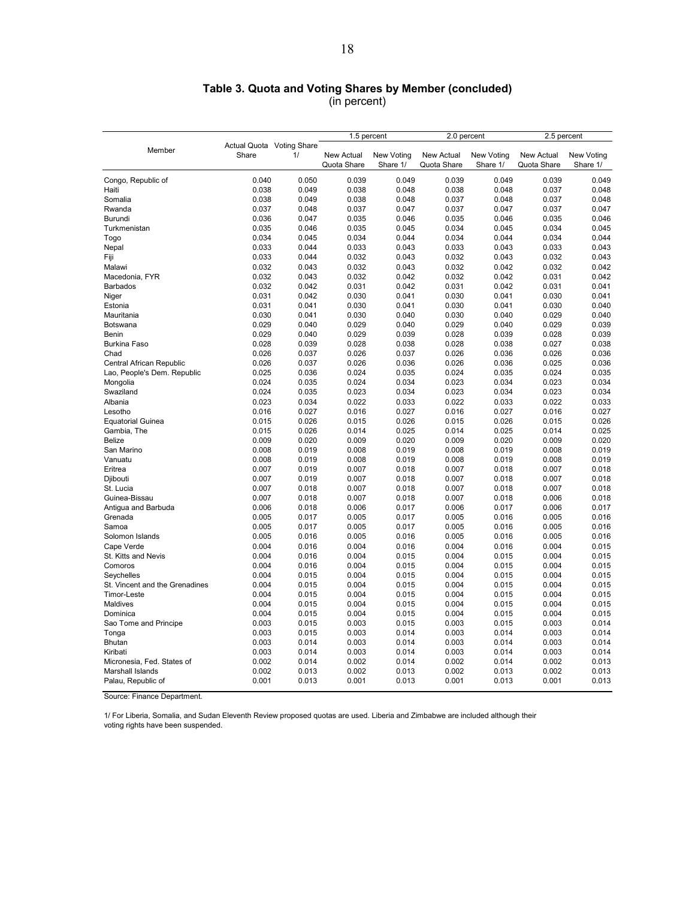**Table 3. Quota and Voting Shares by Member (concluded)**
(in percent)

| Member | Actual Quota Share | Voting Share 1/ | 1.5 percent | | 2.0 percent | | 2.5 percent | |
|---|---|---|---|---|---|---|---|---|
| | | | New Actual Quota Share | New Voting Share 1/ | New Actual Quota Share | New Voting Share 1/ | New Actual Quota Share | New Voting Share 1/ |
| Congo, Republic of | 0.040 | 0.050 | 0.039 | 0.049 | 0.039 | 0.049 | 0.039 | 0.049 |
| Haiti | 0.038 | 0.049 | 0.038 | 0.048 | 0.038 | 0.048 | 0.037 | 0.048 |
| Somalia | 0.038 | 0.049 | 0.038 | 0.048 | 0.037 | 0.048 | 0.037 | 0.048 |
| Rwanda | 0.037 | 0.048 | 0.037 | 0.047 | 0.037 | 0.047 | 0.037 | 0.047 |
| Burundi | 0.036 | 0.047 | 0.035 | 0.046 | 0.035 | 0.046 | 0.035 | 0.046 |
| Turkmenistan | 0.035 | 0.046 | 0.035 | 0.045 | 0.034 | 0.045 | 0.034 | 0.045 |
| Togo | 0.034 | 0.045 | 0.034 | 0.044 | 0.034 | 0.044 | 0.034 | 0.044 |
| Nepal | 0.033 | 0.044 | 0.033 | 0.043 | 0.033 | 0.043 | 0.033 | 0.043 |
| Fiji | 0.033 | 0.044 | 0.032 | 0.043 | 0.032 | 0.043 | 0.032 | 0.043 |
| Malawi | 0.032 | 0.043 | 0.032 | 0.043 | 0.032 | 0.042 | 0.032 | 0.042 |
| Macedonia, FYR | 0.032 | 0.043 | 0.032 | 0.042 | 0.032 | 0.042 | 0.031 | 0.042 |
| Barbados | 0.032 | 0.042 | 0.031 | 0.042 | 0.031 | 0.042 | 0.031 | 0.041 |
| Niger | 0.031 | 0.042 | 0.030 | 0.041 | 0.030 | 0.041 | 0.030 | 0.041 |
| Estonia | 0.031 | 0.041 | 0.030 | 0.041 | 0.030 | 0.041 | 0.030 | 0.040 |
| Mauritania | 0.030 | 0.041 | 0.030 | 0.040 | 0.030 | 0.040 | 0.029 | 0.040 |
| Botswana | 0.029 | 0.040 | 0.029 | 0.040 | 0.029 | 0.040 | 0.029 | 0.039 |
| Benin | 0.029 | 0.040 | 0.029 | 0.039 | 0.028 | 0.039 | 0.028 | 0.039 |
| Burkina Faso | 0.028 | 0.039 | 0.028 | 0.038 | 0.028 | 0.038 | 0.027 | 0.038 |
| Chad | 0.026 | 0.037 | 0.026 | 0.037 | 0.026 | 0.036 | 0.026 | 0.036 |
| Central African Republic | 0.026 | 0.037 | 0.026 | 0.036 | 0.026 | 0.036 | 0.025 | 0.036 |
| Lao, People's Dem. Republic | 0.025 | 0.036 | 0.024 | 0.035 | 0.024 | 0.035 | 0.024 | 0.035 |
| Mongolia | 0.024 | 0.035 | 0.024 | 0.034 | 0.023 | 0.034 | 0.023 | 0.034 |
| Swaziland | 0.024 | 0.035 | 0.023 | 0.034 | 0.023 | 0.034 | 0.023 | 0.034 |
| Albania | 0.023 | 0.034 | 0.022 | 0.033 | 0.022 | 0.033 | 0.022 | 0.033 |
| Lesotho | 0.016 | 0.027 | 0.016 | 0.027 | 0.016 | 0.027 | 0.016 | 0.027 |
| Equatorial Guinea | 0.015 | 0.026 | 0.015 | 0.026 | 0.015 | 0.026 | 0.015 | 0.026 |
| Gambia, The | 0.015 | 0.026 | 0.014 | 0.025 | 0.014 | 0.025 | 0.014 | 0.025 |
| Belize | 0.009 | 0.020 | 0.009 | 0.020 | 0.009 | 0.020 | 0.009 | 0.020 |
| San Marino | 0.008 | 0.019 | 0.008 | 0.019 | 0.008 | 0.019 | 0.008 | 0.019 |
| Vanuatu | 0.008 | 0.019 | 0.008 | 0.019 | 0.008 | 0.019 | 0.008 | 0.019 |
| Eritrea | 0.007 | 0.019 | 0.007 | 0.018 | 0.007 | 0.018 | 0.007 | 0.018 |
| Djibouti | 0.007 | 0.019 | 0.007 | 0.018 | 0.007 | 0.018 | 0.007 | 0.018 |
| St. Lucia | 0.007 | 0.018 | 0.007 | 0.018 | 0.007 | 0.018 | 0.007 | 0.018 |
| Guinea-Bissau | 0.007 | 0.018 | 0.007 | 0.018 | 0.007 | 0.018 | 0.006 | 0.018 |
| Antigua and Barbuda | 0.006 | 0.018 | 0.006 | 0.017 | 0.006 | 0.017 | 0.006 | 0.017 |
| Grenada | 0.005 | 0.017 | 0.005 | 0.017 | 0.005 | 0.016 | 0.005 | 0.016 |
| Samoa | 0.005 | 0.017 | 0.005 | 0.017 | 0.005 | 0.016 | 0.005 | 0.016 |
| Solomon Islands | 0.005 | 0.016 | 0.005 | 0.016 | 0.005 | 0.016 | 0.005 | 0.016 |
| Cape Verde | 0.004 | 0.016 | 0.004 | 0.016 | 0.004 | 0.016 | 0.004 | 0.015 |
| St. Kitts and Nevis | 0.004 | 0.016 | 0.004 | 0.015 | 0.004 | 0.015 | 0.004 | 0.015 |
| Comoros | 0.004 | 0.016 | 0.004 | 0.015 | 0.004 | 0.015 | 0.004 | 0.015 |
| Seychelles | 0.004 | 0.015 | 0.004 | 0.015 | 0.004 | 0.015 | 0.004 | 0.015 |
| St. Vincent and the Grenadines | 0.004 | 0.015 | 0.004 | 0.015 | 0.004 | 0.015 | 0.004 | 0.015 |
| Timor-Leste | 0.004 | 0.015 | 0.004 | 0.015 | 0.004 | 0.015 | 0.004 | 0.015 |
| Maldives | 0.004 | 0.015 | 0.004 | 0.015 | 0.004 | 0.015 | 0.004 | 0.015 |
| Dominica | 0.004 | 0.015 | 0.004 | 0.015 | 0.004 | 0.015 | 0.004 | 0.015 |
| Sao Tome and Principe | 0.003 | 0.015 | 0.003 | 0.015 | 0.003 | 0.015 | 0.003 | 0.014 |
| Tonga | 0.003 | 0.015 | 0.003 | 0.014 | 0.003 | 0.014 | 0.003 | 0.014 |
| Bhutan | 0.003 | 0.014 | 0.003 | 0.014 | 0.003 | 0.014 | 0.003 | 0.014 |
| Kiribati | 0.003 | 0.014 | 0.003 | 0.014 | 0.003 | 0.014 | 0.003 | 0.014 |
| Micronesia, Fed. States of | 0.002 | 0.014 | 0.002 | 0.014 | 0.002 | 0.014 | 0.002 | 0.013 |
| Marshall Islands | 0.002 | 0.013 | 0.002 | 0.013 | 0.002 | 0.013 | 0.002 | 0.013 |
| Palau, Republic of | 0.001 | 0.013 | 0.001 | 0.013 | 0.001 | 0.013 | 0.001 | 0.013 |

Source: Finance Department.

1/ For Liberia, Somalia, and Sudan Eleventh Review proposed quotas are used. Liberia and Zimbabwe are included although their voting rights have been suspended.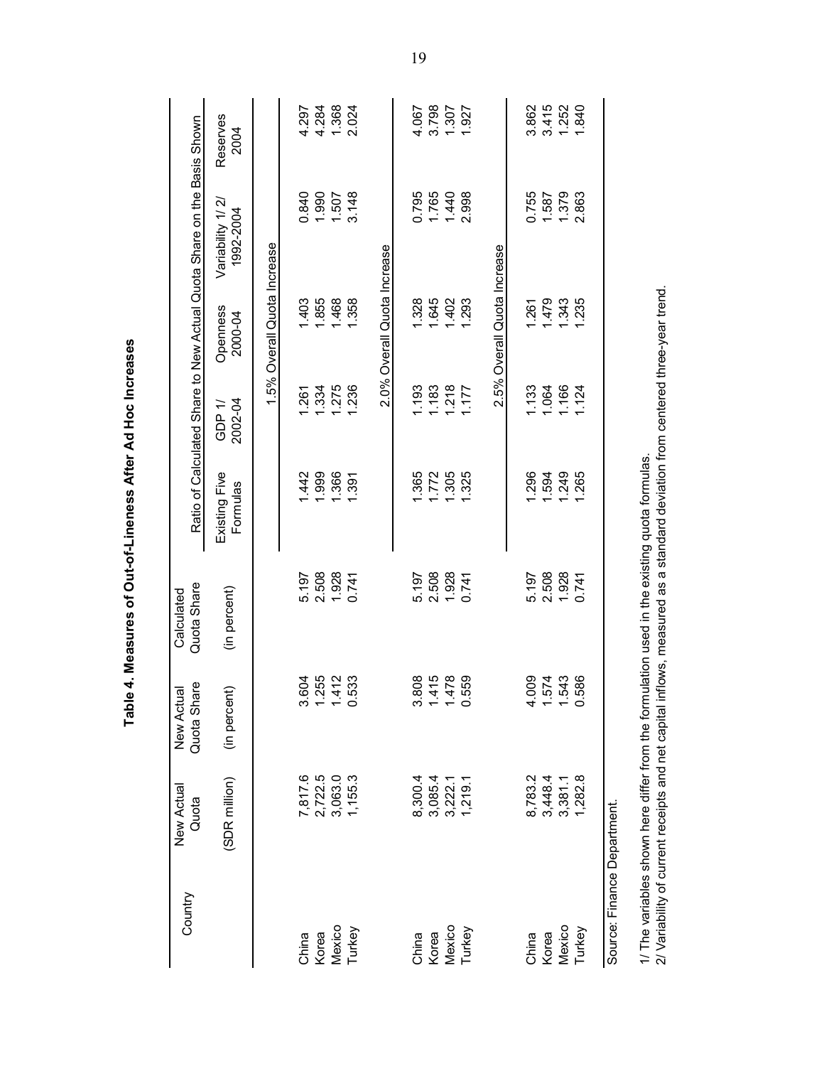**Table 4. Measures of Out-of-Lineness After Ad Hoc Increases**

| Country | New Actual Quota | New Actual Quota Share | Calculated Quota Share | Ratio of Calculated Share to New Actual Quota Share on the Basis Shown | | | | |
|---|---|---|---|---|---|---|---|---|
| | (SDR million) | (in percent) | (in percent) | Existing Five Formulas | GDP 1/ 2002-04 | Openness 2000-04 | Variability 1/ 2/ 1992-2004 | Reserves 2004 |
| | | | | 1.5% Overall Quota Increase | | | | |
| China | 7,817.6 | 3.604 | 5.197 | 1.442 | 1.261 | 1.403 | 0.840 | 4.297 |
| Korea | 2,722.5 | 1.255 | 2.508 | 1.999 | 1.334 | 1.855 | 1.990 | 4.284 |
| Mexico | 3,063.0 | 1.412 | 1.928 | 1.366 | 1.275 | 1.468 | 1.507 | 1.368 |
| Turkey | 1,155.3 | 0.533 | 0.741 | 1.391 | 1.236 | 1.358 | 3.148 | 2.024 |
| | | | | 2.0% Overall Quota Increase | | | | |
| China | 8,300.4 | 3.808 | 5.197 | 1.365 | 1.193 | 1.328 | 0.795 | 4.067 |
| Korea | 3,085.4 | 1.415 | 2.508 | 1.772 | 1.183 | 1.645 | 1.765 | 3.798 |
| Mexico | 3,222.1 | 1.478 | 1.928 | 1.305 | 1.218 | 1.402 | 1.440 | 1.307 |
| Turkey | 1,219.1 | 0.559 | 0.741 | 1.325 | 1.177 | 1.293 | 2.998 | 1.927 |
| | | | | 2.5% Overall Quota Increase | | | | |
| China | 8,783.2 | 4.009 | 5.197 | 1.296 | 1.133 | 1.261 | 0.755 | 3.862 |
| Korea | 3,448.4 | 1.574 | 2.508 | 1.594 | 1.064 | 1.479 | 1.587 | 3.415 |
| Mexico | 3,381.1 | 1.543 | 1.928 | 1.249 | 1.166 | 1.343 | 1.379 | 1.252 |
| Turkey | 1,282.8 | 0.586 | 0.741 | 1.265 | 1.124 | 1.235 | 2.863 | 1.840 |

Source: Finance Department.

1/ The variables shown here differ from the formulation used in the existing quota formulas.
2/ Variability of current receipts and net capital inflows, measured as a standard deviation from centered three-year trend.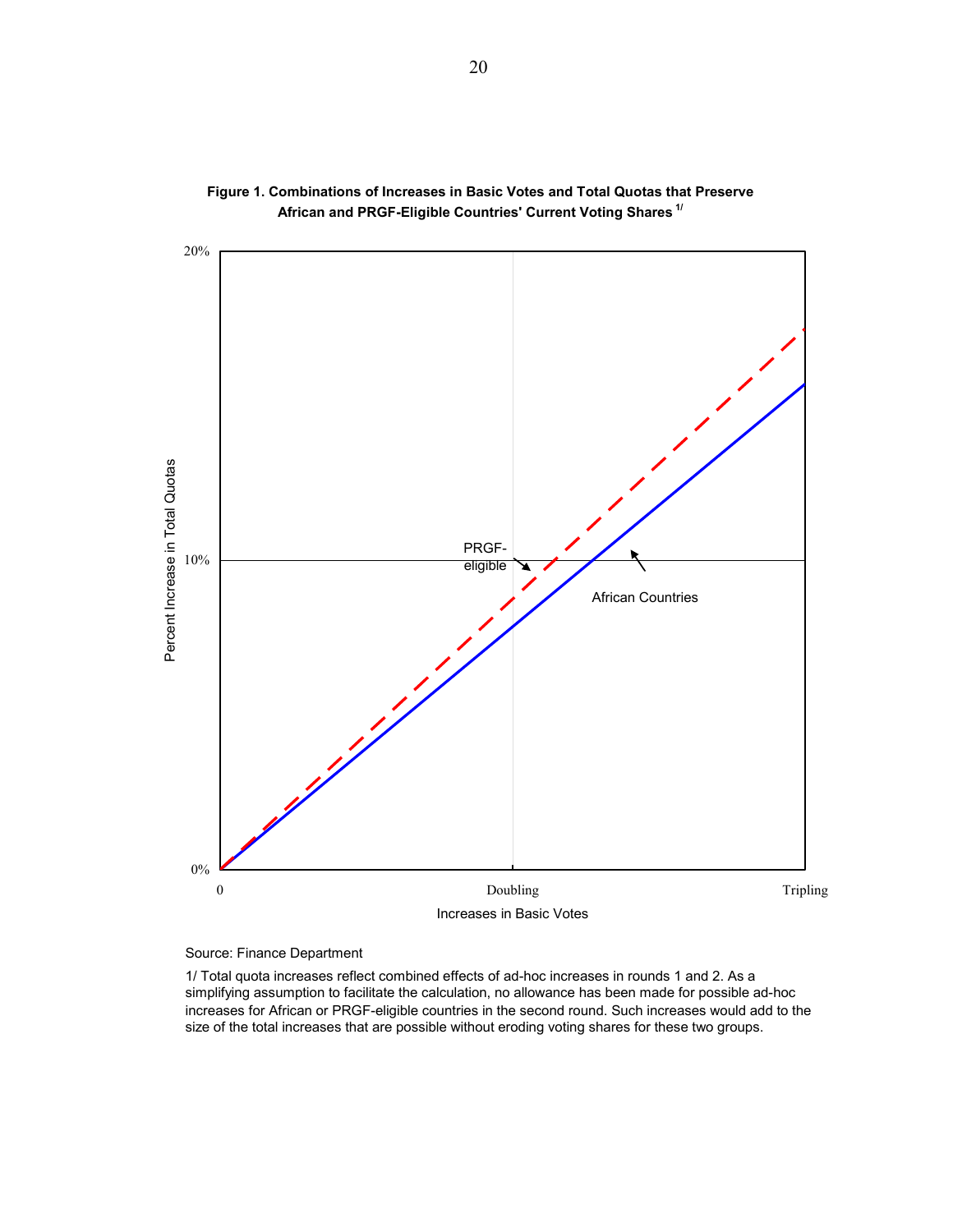**Figure 1. Combinations of Increases in Basic Votes and Total Quotas that Preserve African and PRGF-Eligible Countries' Current Voting Shares [1/]**

Source: Finance Department

1/ Total quota increases reflect combined effects of ad-hoc increases in rounds 1 and 2. As a simplifying assumption to facilitate the calculation, no allowance has been made for possible ad-hoc increases for African or PRGF-eligible countries in the second round. Such increases would add to the size of the total increases that are possible without eroding voting shares for these two groups.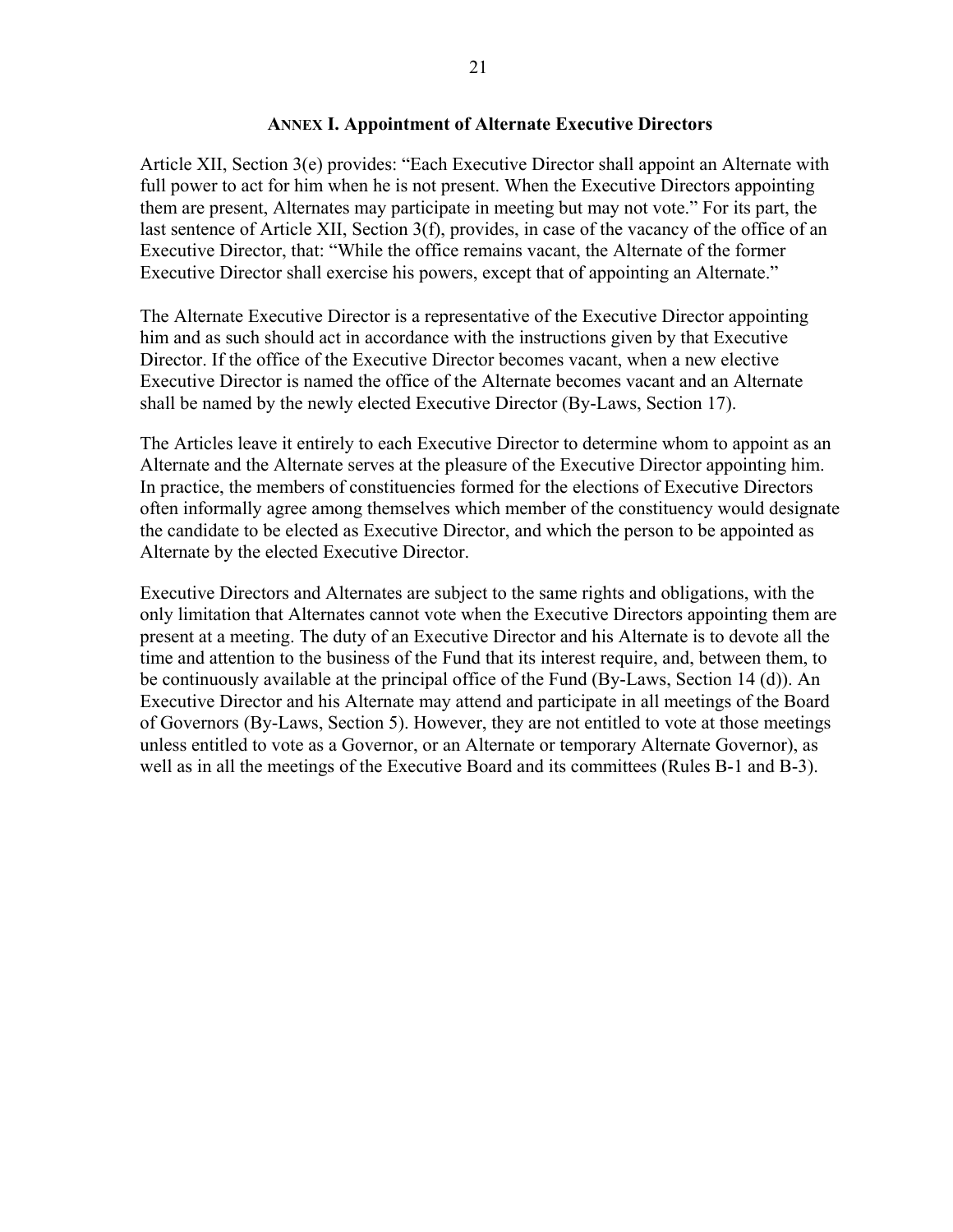## ANNEX I. Appointment of Alternate Executive Directors

Article XII, Section 3(e) provides: "Each Executive Director shall appoint an Alternate with full power to act for him when he is not present. When the Executive Directors appointing them are present, Alternates may participate in meeting but may not vote." For its part, the last sentence of Article XII, Section 3(f), provides, in case of the vacancy of the office of an Executive Director, that: "While the office remains vacant, the Alternate of the former Executive Director shall exercise his powers, except that of appointing an Alternate."

The Alternate Executive Director is a representative of the Executive Director appointing him and as such should act in accordance with the instructions given by that Executive Director. If the office of the Executive Director becomes vacant, when a new elective Executive Director is named the office of the Alternate becomes vacant and an Alternate shall be named by the newly elected Executive Director (By-Laws, Section 17).

The Articles leave it entirely to each Executive Director to determine whom to appoint as an Alternate and the Alternate serves at the pleasure of the Executive Director appointing him. In practice, the members of constituencies formed for the elections of Executive Directors often informally agree among themselves which member of the constituency would designate the candidate to be elected as Executive Director, and which the person to be appointed as Alternate by the elected Executive Director.

Executive Directors and Alternates are subject to the same rights and obligations, with the only limitation that Alternates cannot vote when the Executive Directors appointing them are present at a meeting. The duty of an Executive Director and his Alternate is to devote all the time and attention to the business of the Fund that its interest require, and, between them, to be continuously available at the principal office of the Fund (By-Laws, Section 14 (d)). An Executive Director and his Alternate may attend and participate in all meetings of the Board of Governors (By-Laws, Section 5). However, they are not entitled to vote at those meetings unless entitled to vote as a Governor, or an Alternate or temporary Alternate Governor), as well as in all the meetings of the Executive Board and its committees (Rules B-1 and B-3).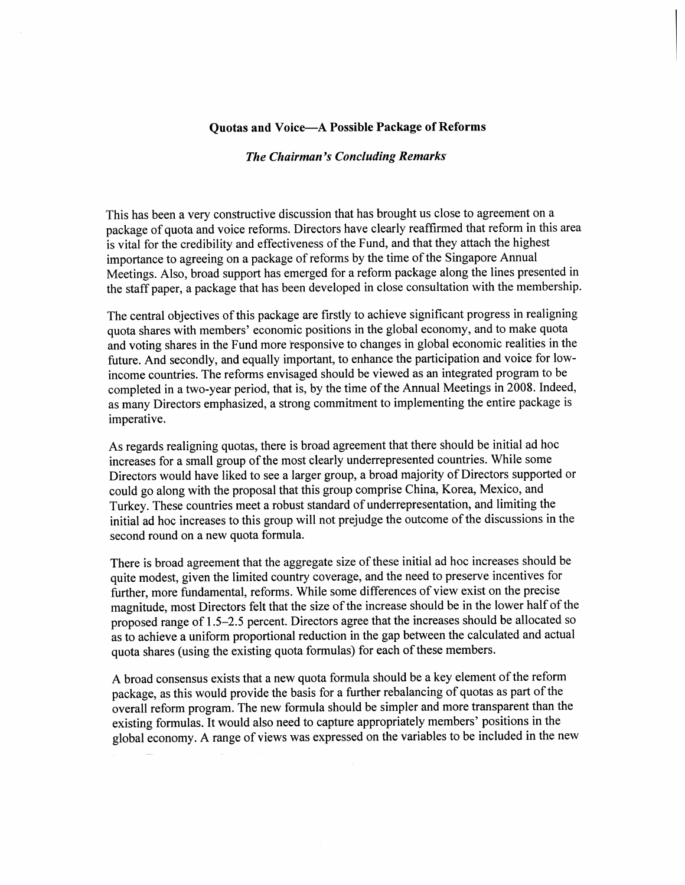**Quotas and Voice—A Possible Package of Reforms**

***The Chairman's Concluding Remarks***

This has been a very constructive discussion that has brought us close to agreement on a package of quota and voice reforms. Directors have clearly reaffirmed that reform in this area is vital for the credibility and effectiveness of the Fund, and that they attach the highest importance to agreeing on a package of reforms by the time of the Singapore Annual Meetings. Also, broad support has emerged for a reform package along the lines presented in the staff paper, a package that has been developed in close consultation with the membership.

The central objectives of this package are firstly to achieve significant progress in realigning quota shares with members' economic positions in the global economy, and to make quota and voting shares in the Fund more responsive to changes in global economic realities in the future. And secondly, and equally important, to enhance the participation and voice for low-income countries. The reforms envisaged should be viewed as an integrated program to be completed in a two-year period, that is, by the time of the Annual Meetings in 2008. Indeed, as many Directors emphasized, a strong commitment to implementing the entire package is imperative.

As regards realigning quotas, there is broad agreement that there should be initial ad hoc increases for a small group of the most clearly underrepresented countries. While some Directors would have liked to see a larger group, a broad majority of Directors supported or could go along with the proposal that this group comprise China, Korea, Mexico, and Turkey. These countries meet a robust standard of underrepresentation, and limiting the initial ad hoc increases to this group will not prejudge the outcome of the discussions in the second round on a new quota formula.

There is broad agreement that the aggregate size of these initial ad hoc increases should be quite modest, given the limited country coverage, and the need to preserve incentives for further, more fundamental, reforms. While some differences of view exist on the precise magnitude, most Directors felt that the size of the increase should be in the lower half of the proposed range of 1.5–2.5 percent. Directors agree that the increases should be allocated so as to achieve a uniform proportional reduction in the gap between the calculated and actual quota shares (using the existing quota formulas) for each of these members.

A broad consensus exists that a new quota formula should be a key element of the reform package, as this would provide the basis for a further rebalancing of quotas as part of the overall reform program. The new formula should be simpler and more transparent than the existing formulas. It would also need to capture appropriately members' positions in the global economy. A range of views was expressed on the variables to be included in the new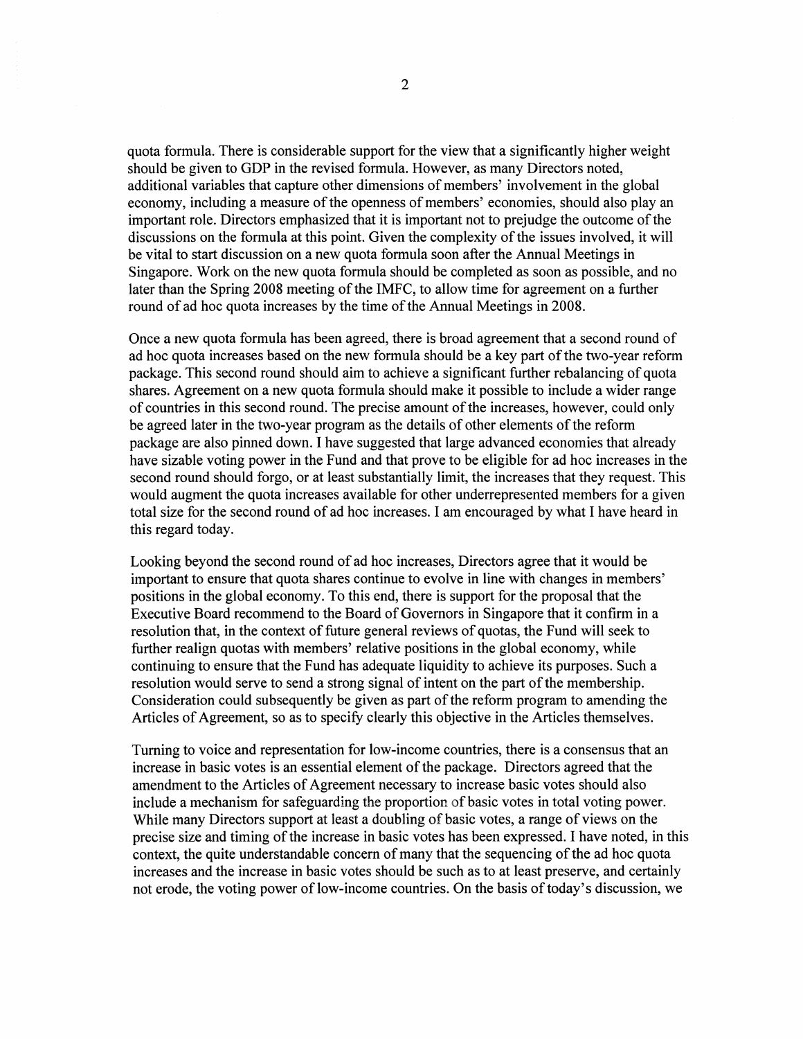quota formula. There is considerable support for the view that a significantly higher weight should be given to GDP in the revised formula. However, as many Directors noted, additional variables that capture other dimensions of members' involvement in the global economy, including a measure of the openness of members' economies, should also play an important role. Directors emphasized that it is important not to prejudge the outcome of the discussions on the formula at this point. Given the complexity of the issues involved, it will be vital to start discussion on a new quota formula soon after the Annual Meetings in Singapore. Work on the new quota formula should be completed as soon as possible, and no later than the Spring 2008 meeting of the IMFC, to allow time for agreement on a further round of ad hoc quota increases by the time of the Annual Meetings in 2008.

Once a new quota formula has been agreed, there is broad agreement that a second round of ad hoc quota increases based on the new formula should be a key part of the two-year reform package. This second round should aim to achieve a significant further rebalancing of quota shares. Agreement on a new quota formula should make it possible to include a wider range of countries in this second round. The precise amount of the increases, however, could only be agreed later in the two-year program as the details of other elements of the reform package are also pinned down. I have suggested that large advanced economies that already have sizable voting power in the Fund and that prove to be eligible for ad hoc increases in the second round should forgo, or at least substantially limit, the increases that they request. This would augment the quota increases available for other underrepresented members for a given total size for the second round of ad hoc increases. I am encouraged by what I have heard in this regard today.

Looking beyond the second round of ad hoc increases, Directors agree that it would be important to ensure that quota shares continue to evolve in line with changes in members' positions in the global economy. To this end, there is support for the proposal that the Executive Board recommend to the Board of Governors in Singapore that it confirm in a resolution that, in the context of future general reviews of quotas, the Fund will seek to further realign quotas with members' relative positions in the global economy, while continuing to ensure that the Fund has adequate liquidity to achieve its purposes. Such a resolution would serve to send a strong signal of intent on the part of the membership. Consideration could subsequently be given as part of the reform program to amending the Articles of Agreement, so as to specify clearly this objective in the Articles themselves.

Turning to voice and representation for low-income countries, there is a consensus that an increase in basic votes is an essential element of the package. Directors agreed that the amendment to the Articles of Agreement necessary to increase basic votes should also include a mechanism for safeguarding the proportion of basic votes in total voting power. While many Directors support at least a doubling of basic votes, a range of views on the precise size and timing of the increase in basic votes has been expressed. I have noted, in this context, the quite understandable concern of many that the sequencing of the ad hoc quota increases and the increase in basic votes should be such as to at least preserve, and certainly not erode, the voting power of low-income countries. On the basis of today's discussion, we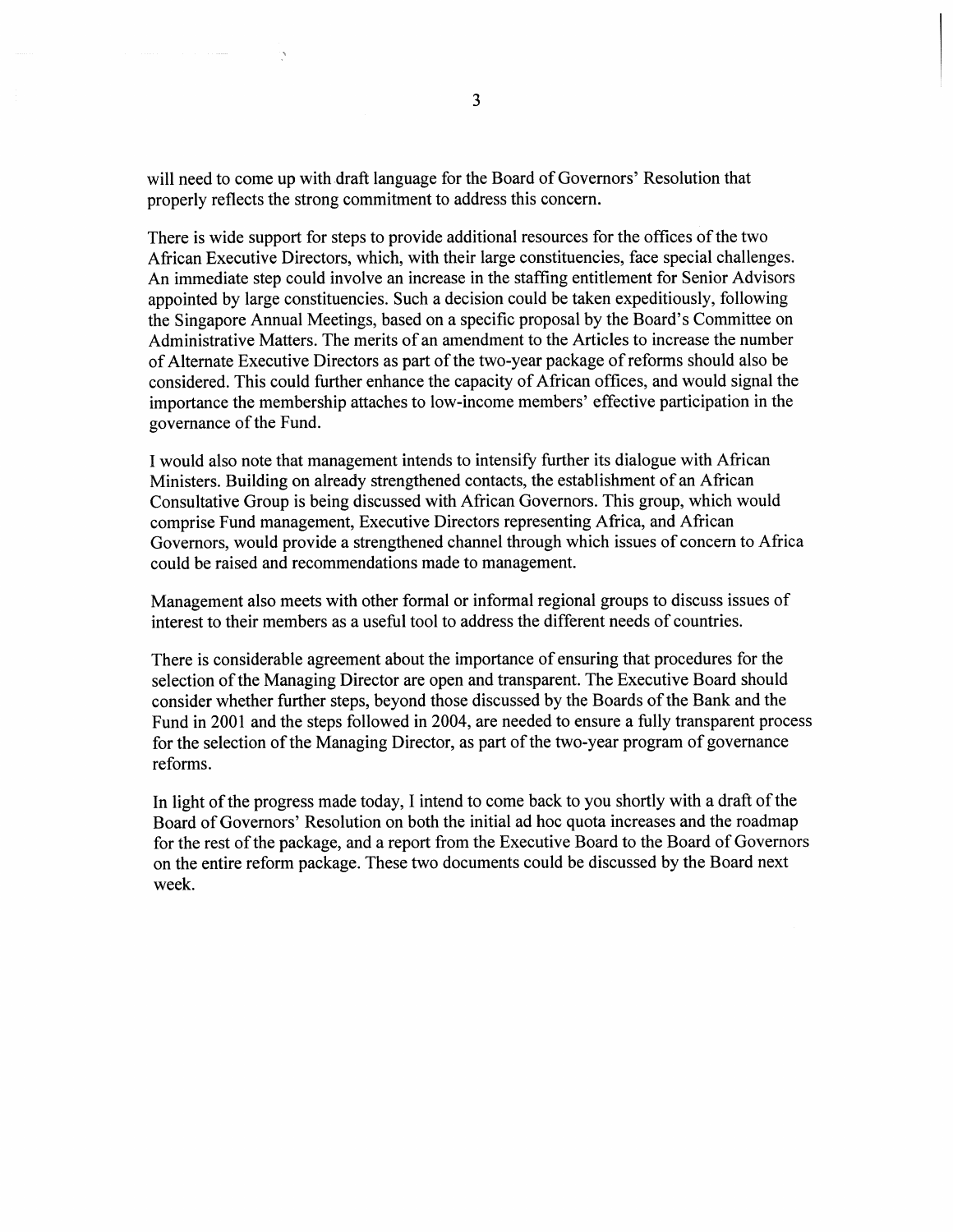will need to come up with draft language for the Board of Governors' Resolution that properly reflects the strong commitment to address this concern.

There is wide support for steps to provide additional resources for the offices of the two African Executive Directors, which, with their large constituencies, face special challenges. An immediate step could involve an increase in the staffing entitlement for Senior Advisors appointed by large constituencies. Such a decision could be taken expeditiously, following the Singapore Annual Meetings, based on a specific proposal by the Board's Committee on Administrative Matters. The merits of an amendment to the Articles to increase the number of Alternate Executive Directors as part of the two-year package of reforms should also be considered. This could further enhance the capacity of African offices, and would signal the importance the membership attaches to low-income members' effective participation in the governance of the Fund.

I would also note that management intends to intensify further its dialogue with African Ministers. Building on already strengthened contacts, the establishment of an African Consultative Group is being discussed with African Governors. This group, which would comprise Fund management, Executive Directors representing Africa, and African Governors, would provide a strengthened channel through which issues of concern to Africa could be raised and recommendations made to management.

Management also meets with other formal or informal regional groups to discuss issues of interest to their members as a useful tool to address the different needs of countries.

There is considerable agreement about the importance of ensuring that procedures for the selection of the Managing Director are open and transparent. The Executive Board should consider whether further steps, beyond those discussed by the Boards of the Bank and the Fund in 2001 and the steps followed in 2004, are needed to ensure a fully transparent process for the selection of the Managing Director, as part of the two-year program of governance reforms.

In light of the progress made today, I intend to come back to you shortly with a draft of the Board of Governors' Resolution on both the initial ad hoc quota increases and the roadmap for the rest of the package, and a report from the Executive Board to the Board of Governors on the entire reform package. These two documents could be discussed by the Board next week.